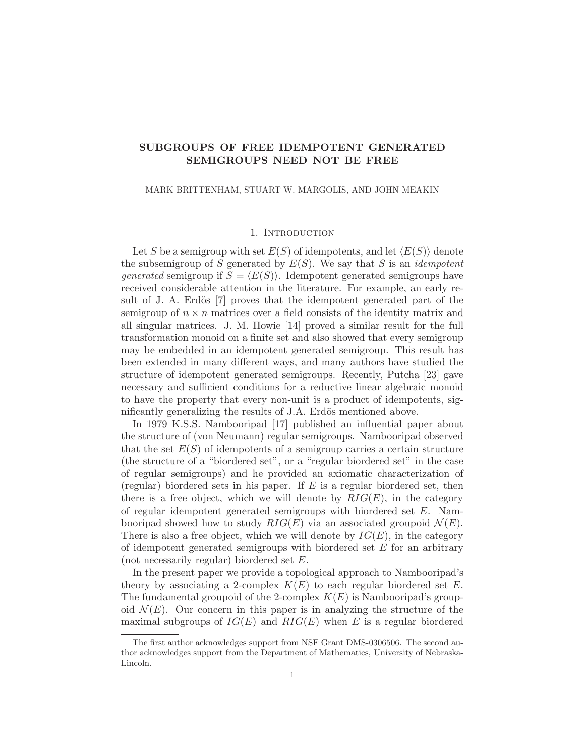# SUBGROUPS OF FREE IDEMPOTENT GENERATED SEMIGROUPS NEED NOT BE FREE

MARK BRITTENHAM, STUART W. MARGOLIS, AND JOHN MEAKIN

## 1. Introduction

Let $S$ be a semigroup with set $E(S)$ of idempotents, and let $\langle E(S) \rangle$ denote the subsemigroup of $S$ generated by $E(S)$. We say that $S$ is an *idempotent generated* semigroup if $S = \langle E(S) \rangle$. Idempotent generated semigroups have received considerable attention in the literature. For example, an early result of J. A. Erdös [7] proves that the idempotent generated part of the semigroup of $n \times n$ matrices over a field consists of the identity matrix and all singular matrices. J. M. Howie [14] proved a similar result for the full transformation monoid on a finite set and also showed that every semigroup may be embedded in an idempotent generated semigroup. This result has been extended in many different ways, and many authors have studied the structure of idempotent generated semigroups. Recently, Putcha [23] gave necessary and sufficient conditions for a reductive linear algebraic monoid to have the property that every non-unit is a product of idempotents, significantly generalizing the results of J.A. Erdös mentioned above.

In 1979 K.S.S. Nambooripad [17] published an influential paper about the structure of (von Neumann) regular semigroups. Nambooripad observed that the set $E(S)$ of idempotents of a semigroup carries a certain structure (the structure of a "biordered set", or a "regular biordered set" in the case of regular semigroups) and he provided an axiomatic characterization of (regular) biordered sets in his paper. If $E$ is a regular biordered set, then there is a free object, which we will denote by $RIG(E)$, in the category of regular idempotent generated semigroups with biordered set $E$. Nambooripad showed how to study $RIG(E)$ via an associated groupoid $\mathcal{N}(E)$. There is also a free object, which we will denote by $IG(E)$, in the category of idempotent generated semigroups with biordered set $E$ for an arbitrary (not necessarily regular) biordered set $E$.

In the present paper we provide a topological approach to Nambooripad's theory by associating a 2-complex $K(E)$ to each regular biordered set $E$. The fundamental groupoid of the 2-complex $K(E)$ is Nambooripad's groupoid $\mathcal{N}(E)$. Our concern in this paper is in analyzing the structure of the maximal subgroups of $IG(E)$ and $RIG(E)$ when $E$ is a regular biordered

The first author acknowledges support from NSF Grant DMS-0306506. The second author acknowledges support from the Department of Mathematics, University of Nebraska-Lincoln.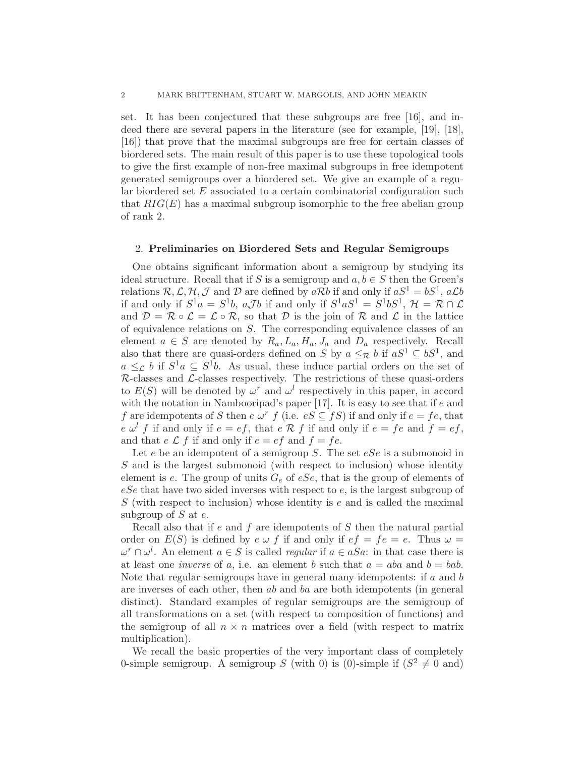set. It has been conjectured that these subgroups are free [16], and indeed there are several papers in the literature (see for example, [19], [18], [16]) that prove that the maximal subgroups are free for certain classes of biordered sets. The main result of this paper is to use these topological tools to give the first example of non-free maximal subgroups in free idempotent generated semigroups over a biordered set. We give an example of a regular biordered set $E$ associated to a certain combinatorial configuration such that $RIG(E)$ has a maximal subgroup isomorphic to the free abelian group of rank 2.

## 2. Preliminaries on Biordered Sets and Regular Semigroups

One obtains significant information about a semigroup by studying its ideal structure. Recall that if $S$ is a semigroup and $a, b \in S$ then the Green's relations $\mathcal{R}, \mathcal{L}, \mathcal{H}, \mathcal{J}$ and $\mathcal{D}$ are defined by $a\mathcal{R}b$ if and only if $aS^1 = bS^1$, $a\mathcal{L}b$ if and only if $S^1a = S^1b$, $a\mathcal{J}b$ if and only if $S^1aS^1 = S^1bS^1$, $\mathcal{H} = \mathcal{R} \cap \mathcal{L}$ and $\mathcal{D} = \mathcal{R} \circ \mathcal{L} = \mathcal{L} \circ \mathcal{R}$, so that $\mathcal{D}$ is the join of $\mathcal{R}$ and $\mathcal{L}$ in the lattice of equivalence relations on $S$. The corresponding equivalence classes of an element $a \in S$ are denoted by $R_a, L_a, H_a, J_a$ and $D_a$ respectively. Recall also that there are quasi-orders defined on $S$ by $a \leq_{\mathcal{R}} b$ if $aS^1 \subseteq bS^1$, and $a \leq_{\mathcal{L}} b$ if $S^1a \subseteq S^1b$. As usual, these induce partial orders on the set of $\mathcal{R}$-classes and $\mathcal{L}$-classes respectively. The restrictions of these quasi-orders to $E(S)$ will be denoted by $\omega^r$ and $\omega^l$ respectively in this paper, in accord with the notation in Nambooripad's paper [17]. It is easy to see that if $e$ and $f$ are idempotents of $S$ then $e\ \omega^r\ f$ (i.e. $eS \subseteq fS$) if and only if $e = fe$, that $e\ \omega^l\ f$ if and only if $e = ef$, that $e\ \mathcal{R}\ f$ if and only if $e = fe$ and $f = ef$, and that $e\ \mathcal{L}\ f$ if and only if $e = ef$ and $f = fe$.

Let $e$ be an idempotent of a semigroup $S$. The set $eSe$ is a submonoid in $S$ and is the largest submonoid (with respect to inclusion) whose identity element is $e$. The group of units $G_e$ of $eSe$, that is the group of elements of $eSe$ that have two sided inverses with respect to $e$, is the largest subgroup of $S$ (with respect to inclusion) whose identity is $e$ and is called the maximal subgroup of $S$ at $e$.

Recall also that if $e$ and $f$ are idempotents of $S$ then the natural partial order on $E(S)$ is defined by $e\ \omega\ f$ if and only if $ef = fe = e$. Thus $\omega = \omega^r \cap \omega^l$. An element $a \in S$ is called *regular* if $a \in aSa$: in that case there is at least one *inverse* of $a$, i.e. an element $b$ such that $a = aba$ and $b = bab$. Note that regular semigroups have in general many idempotents: if $a$ and $b$ are inverses of each other, then $ab$ and $ba$ are both idempotents (in general distinct). Standard examples of regular semigroups are the semigroup of all transformations on a set (with respect to composition of functions) and the semigroup of all $n \times n$ matrices over a field (with respect to matrix multiplication).

We recall the basic properties of the very important class of completely 0-simple semigroup. A semigroup $S$ (with 0) is (0)-simple if ($S^2 \neq 0$ and)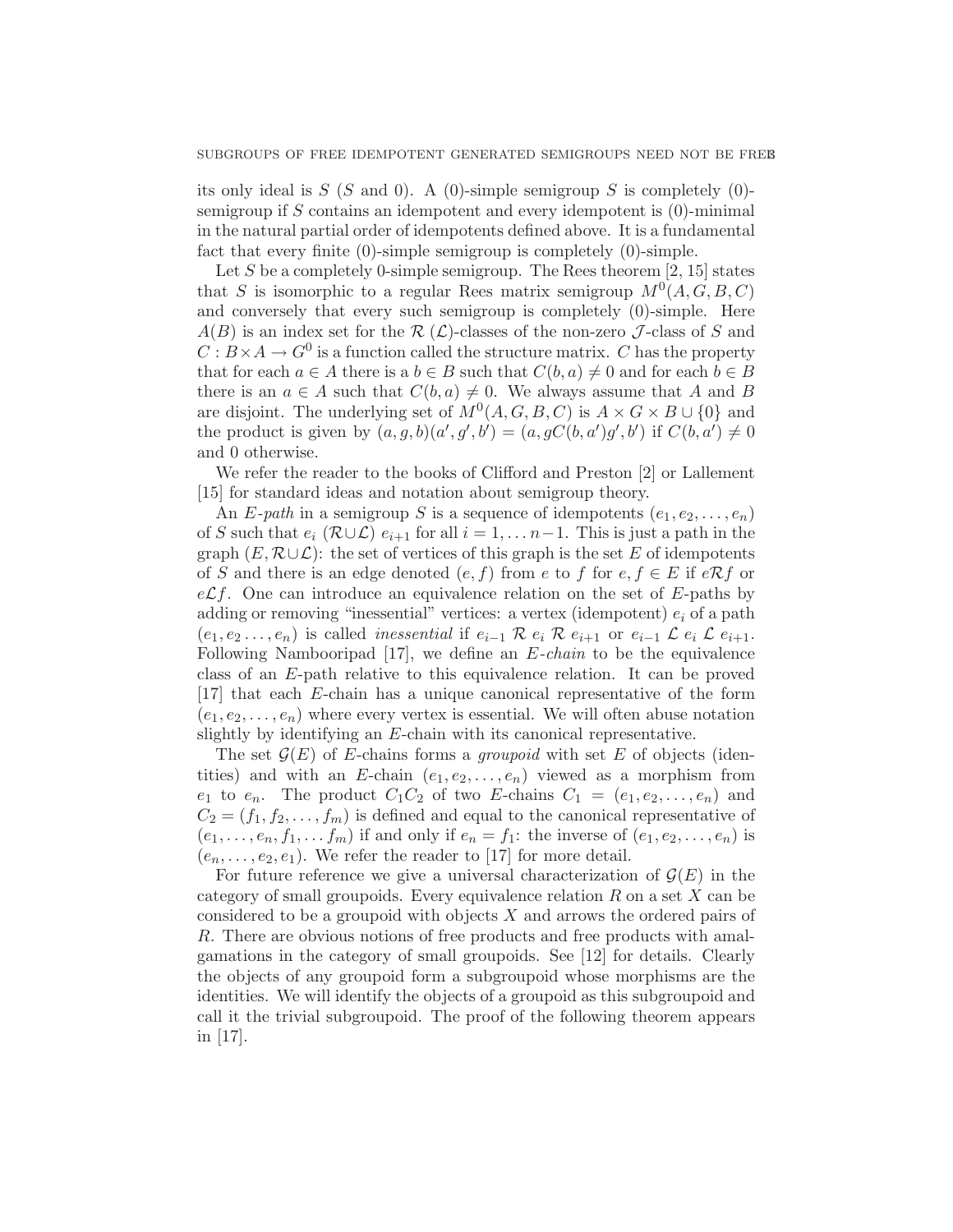its only ideal is $S$ ($S$ and 0). A (0)-simple semigroup $S$ is completely (0)-semigroup if $S$ contains an idempotent and every idempotent is (0)-minimal in the natural partial order of idempotents defined above. It is a fundamental fact that every finite (0)-simple semigroup is completely (0)-simple.

Let $S$ be a completely 0-simple semigroup. The Rees theorem [2, 15] states that $S$ is isomorphic to a regular Rees matrix semigroup $M^0(A, G, B, C)$ and conversely that every such semigroup is completely (0)-simple. Here $A(B)$ is an index set for the $\mathcal{R}$ ($\mathcal{L}$)-classes of the non-zero $\mathcal{J}$-class of $S$ and $C : B \times A \to G^0$ is a function called the structure matrix. $C$ has the property that for each $a \in A$ there is a $b \in B$ such that $C(b, a) \neq 0$ and for each $b \in B$ there is an $a \in A$ such that $C(b, a) \neq 0$. We always assume that $A$ and $B$ are disjoint. The underlying set of $M^0(A, G, B, C)$ is $A \times G \times B \cup \{0\}$ and the product is given by $(a, g, b)(a', g', b') = (a, gC(b, a')g', b')$ if $C(b, a') \neq 0$ and 0 otherwise.

We refer the reader to the books of Clifford and Preston [2] or Lallement [15] for standard ideas and notation about semigroup theory.

An *E-path* in a semigroup $S$ is a sequence of idempotents $(e_1, e_2, \ldots, e_n)$ of $S$ such that $e_i$ $(\mathcal{R} \cup \mathcal{L})$ $e_{i+1}$ for all $i = 1, \ldots n-1$. This is just a path in the graph $(E, \mathcal{R} \cup \mathcal{L})$: the set of vertices of this graph is the set $E$ of idempotents of $S$ and there is an edge denoted $(e, f)$ from $e$ to $f$ for $e, f \in E$ if $e\mathcal{R}f$ or $e\mathcal{L}f$. One can introduce an equivalence relation on the set of $E$-paths by adding or removing "inessential" vertices: a vertex (idempotent) $e_i$ of a path $(e_1, e_2 \ldots, e_n)$ is called *inessential* if $e_{i-1}$ $\mathcal{R}$ $e_i$ $\mathcal{R}$ $e_{i+1}$ or $e_{i-1}$ $\mathcal{L}$ $e_i$ $\mathcal{L}$ $e_{i+1}$. Following Nambooripad [17], we define an *E-chain* to be the equivalence class of an $E$-path relative to this equivalence relation. It can be proved [17] that each $E$-chain has a unique canonical representative of the form $(e_1, e_2, \ldots, e_n)$ where every vertex is essential. We will often abuse notation slightly by identifying an $E$-chain with its canonical representative.

The set $\mathcal{G}(E)$ of $E$-chains forms a *groupoid* with set $E$ of objects (identities) and with an $E$-chain $(e_1, e_2, \ldots, e_n)$ viewed as a morphism from $e_1$ to $e_n$. The product $C_1C_2$ of two $E$-chains $C_1 = (e_1, e_2, \ldots, e_n)$ and $C_2 = (f_1, f_2, \ldots, f_m)$ is defined and equal to the canonical representative of $(e_1, \ldots, e_n, f_1, \ldots f_m)$ if and only if $e_n = f_1$: the inverse of $(e_1, e_2, \ldots, e_n)$ is $(e_n, \ldots, e_2, e_1)$. We refer the reader to [17] for more detail.

For future reference we give a universal characterization of $\mathcal{G}(E)$ in the category of small groupoids. Every equivalence relation $R$ on a set $X$ can be considered to be a groupoid with objects $X$ and arrows the ordered pairs of $R$. There are obvious notions of free products and free products with amalgamations in the category of small groupoids. See [12] for details. Clearly the objects of any groupoid form a subgroupoid whose morphisms are the identities. We will identify the objects of a groupoid as this subgroupoid and call it the trivial subgroupoid. The proof of the following theorem appears in [17].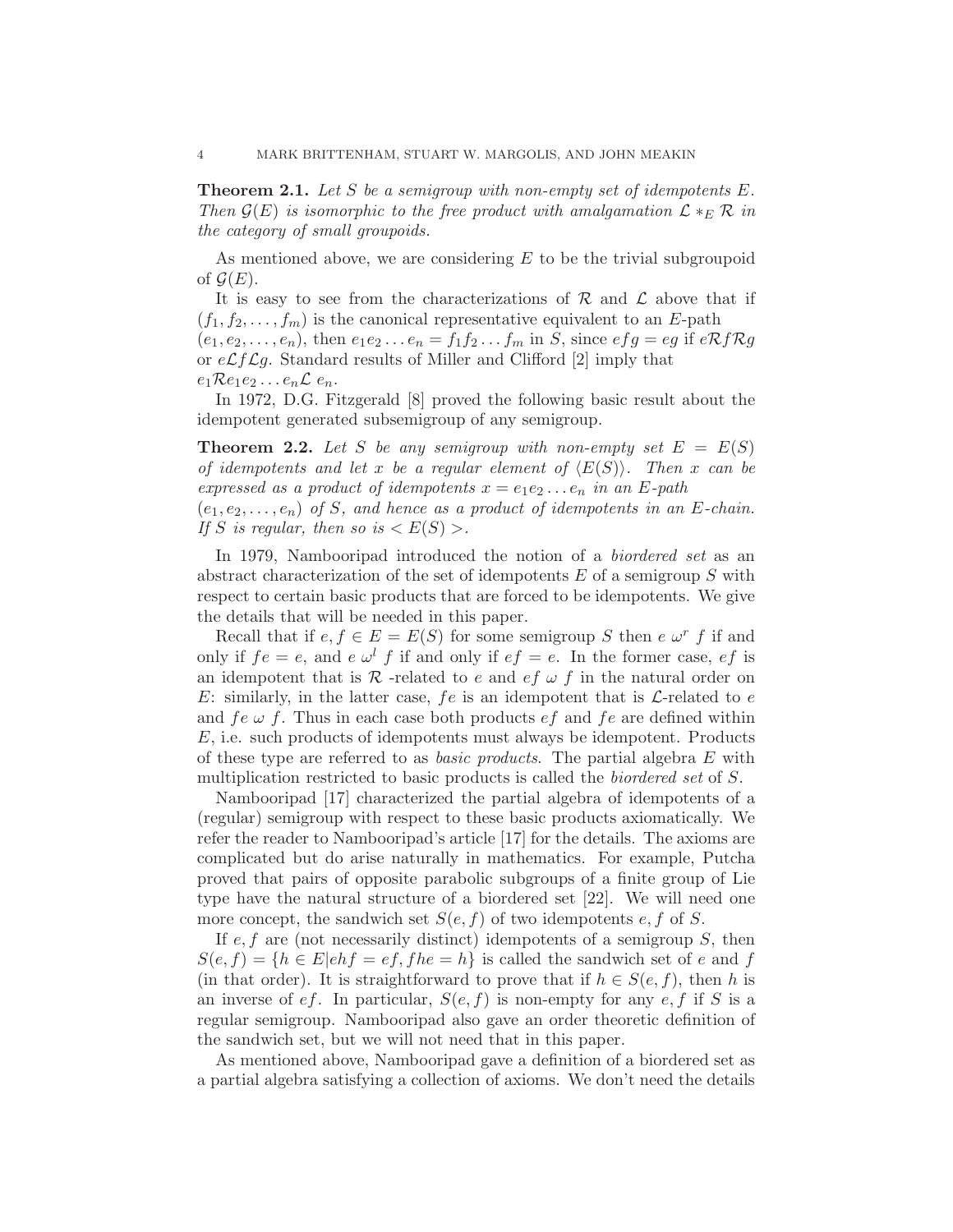**Theorem 2.1.** *Let $S$ be a semigroup with non-empty set of idempotents $E$. Then $\mathcal{G}(E)$ is isomorphic to the free product with amalgamation $\mathcal{L} *_E \mathcal{R}$ in the category of small groupoids.*

As mentioned above, we are considering $E$ to be the trivial subgroupoid of $\mathcal{G}(E)$.

It is easy to see from the characterizations of $\mathcal{R}$ and $\mathcal{L}$ above that if $(f_1, f_2, \ldots, f_m)$ is the canonical representative equivalent to an $E$-path $(e_1, e_2, \ldots, e_n)$, then $e_1 e_2 \ldots e_n = f_1 f_2 \ldots f_m$ in $S$, since $efg = eg$ if $e\mathcal{R}f\mathcal{R}g$ or $e\mathcal{L}f\mathcal{L}g$. Standard results of Miller and Clifford [2] imply that $e_1 \mathcal{R} e_1 e_2 \ldots e_n \mathcal{L}\, e_n$.

In 1972, D.G. Fitzgerald [8] proved the following basic result about the idempotent generated subsemigroup of any semigroup.

**Theorem 2.2.** *Let $S$ be any semigroup with non-empty set $E = E(S)$ of idempotents and let $x$ be a regular element of $\langle E(S) \rangle$. Then $x$ can be expressed as a product of idempotents $x = e_1 e_2 \ldots e_n$ in an $E$-path $(e_1, e_2, \ldots, e_n)$ of $S$, and hence as a product of idempotents in an $E$-chain. If $S$ is regular, then so is $< E(S) >$.*

In 1979, Nambooripad introduced the notion of a *biordered set* as an abstract characterization of the set of idempotents $E$ of a semigroup $S$ with respect to certain basic products that are forced to be idempotents. We give the details that will be needed in this paper.

Recall that if $e, f \in E = E(S)$ for some semigroup $S$ then $e\ \omega^r\ f$ if and only if $fe = e$, and $e\ \omega^l\ f$ if and only if $ef = e$. In the former case, $ef$ is an idempotent that is $\mathcal{R}$ -related to $e$ and $ef\ \omega\ f$ in the natural order on $E$: similarly, in the latter case, $fe$ is an idempotent that is $\mathcal{L}$-related to $e$ and $fe\ \omega\ f$. Thus in each case both products $ef$ and $fe$ are defined within $E$, i.e. such products of idempotents must always be idempotent. Products of these type are referred to as *basic products*. The partial algebra $E$ with multiplication restricted to basic products is called the *biordered set* of $S$.

Nambooripad [17] characterized the partial algebra of idempotents of a (regular) semigroup with respect to these basic products axiomatically. We refer the reader to Nambooripad's article [17] for the details. The axioms are complicated but do arise naturally in mathematics. For example, Putcha proved that pairs of opposite parabolic subgroups of a finite group of Lie type have the natural structure of a biordered set [22]. We will need one more concept, the sandwich set $S(e, f)$ of two idempotents $e, f$ of $S$.

If $e, f$ are (not necessarily distinct) idempotents of a semigroup $S$, then $S(e, f) = \{h \in E | ehf = ef, fhe = h\}$ is called the sandwich set of $e$ and $f$ (in that order). It is straightforward to prove that if $h \in S(e, f)$, then $h$ is an inverse of $ef$. In particular, $S(e, f)$ is non-empty for any $e, f$ if $S$ is a regular semigroup. Nambooripad also gave an order theoretic definition of the sandwich set, but we will not need that in this paper.

As mentioned above, Nambooripad gave a definition of a biordered set as a partial algebra satisfying a collection of axioms. We don't need the details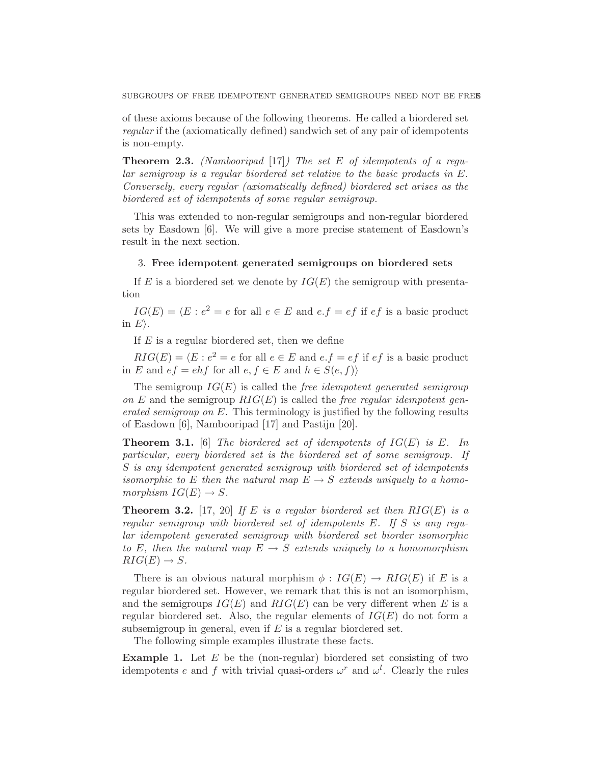of these axioms because of the following theorems. He called a biordered set *regular* if the (axiomatically defined) sandwich set of any pair of idempotents is non-empty.

**Theorem 2.3.** *(Nambooripad [17]) The set $E$ of idempotents of a regular semigroup is a regular biordered set relative to the basic products in $E$. Conversely, every regular (axiomatically defined) biordered set arises as the biordered set of idempotents of some regular semigroup.*

This was extended to non-regular semigroups and non-regular biordered sets by Easdown [6]. We will give a more precise statement of Easdown's result in the next section.

## 3. Free idempotent generated semigroups on biordered sets

If $E$ is a biordered set we denote by $IG(E)$ the semigroup with presentation

$IG(E) = \langle E : e^2 = e$ for all $e \in E$ and $e.f = ef$ if $ef$ is a basic product in $E\rangle$.

If $E$ is a regular biordered set, then we define

$RIG(E) = \langle E : e^2 = e$ for all $e \in E$ and $e.f = ef$ if $ef$ is a basic product in $E$ and $ef = ehf$ for all $e, f \in E$ and $h \in S(e, f)\rangle$

The semigroup $IG(E)$ is called the *free idempotent generated semigroup on $E$* and the semigroup $RIG(E)$ is called the *free regular idempotent generated semigroup on $E$*. This terminology is justified by the following results of Easdown [6], Nambooripad [17] and Pastijn [20].

**Theorem 3.1.** [6] *The biordered set of idempotents of $IG(E)$ is $E$. In particular, every biordered set is the biordered set of some semigroup. If $S$ is any idempotent generated semigroup with biordered set of idempotents isomorphic to $E$ then the natural map $E \to S$ extends uniquely to a homomorphism $IG(E) \to S$.*

**Theorem 3.2.** [17, 20] *If $E$ is a regular biordered set then $RIG(E)$ is a regular semigroup with biordered set of idempotents $E$. If $S$ is any regular idempotent generated semigroup with biordered set biorder isomorphic to $E$, then the natural map $E \to S$ extends uniquely to a homomorphism $RIG(E) \to S$.*

There is an obvious natural morphism $\phi : IG(E) \to RIG(E)$ if $E$ is a regular biordered set. However, we remark that this is not an isomorphism, and the semigroups $IG(E)$ and $RIG(E)$ can be very different when $E$ is a regular biordered set. Also, the regular elements of $IG(E)$ do not form a subsemigroup in general, even if $E$ is a regular biordered set.

The following simple examples illustrate these facts.

**Example 1.** Let $E$ be the (non-regular) biordered set consisting of two idempotents $e$ and $f$ with trivial quasi-orders $\omega^r$ and $\omega^l$. Clearly the rules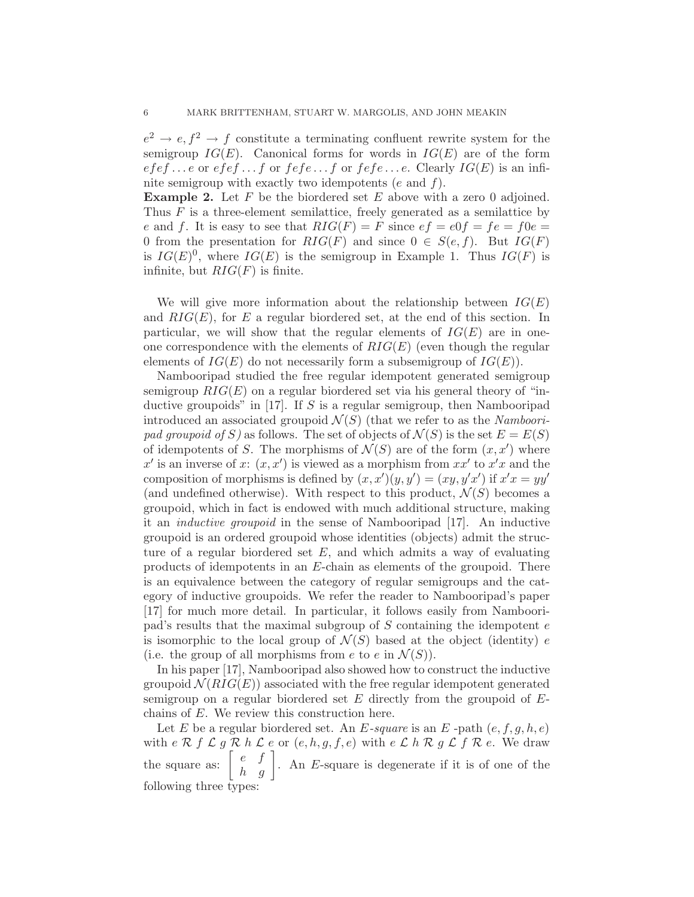$e^2 \to e, f^2 \to f$ constitute a terminating confluent rewrite system for the semigroup $IG(E)$. Canonical forms for words in $IG(E)$ are of the form $efef \dots e$ or $efef \dots f$ or $fefe \dots f$ or $fefe \dots e$. Clearly $IG(E)$ is an infinite semigroup with exactly two idempotents ($e$ and $f$).

**Example 2.** Let $F$ be the biordered set $E$ above with a zero 0 adjoined. Thus $F$ is a three-element semilattice, freely generated as a semilattice by $e$ and $f$. It is easy to see that $RIG(F) = F$ since $ef = e0f = fe = f0e = 0$ from the presentation for $RIG(F)$ and since $0 \in S(e, f)$. But $IG(F)$ is $IG(E)^0$, where $IG(E)$ is the semigroup in Example 1. Thus $IG(F)$ is infinite, but $RIG(F)$ is finite.

We will give more information about the relationship between $IG(E)$ and $RIG(E)$, for $E$ a regular biordered set, at the end of this section. In particular, we will show that the regular elements of $IG(E)$ are in one-one correspondence with the elements of $RIG(E)$ (even though the regular elements of $IG(E)$ do not necessarily form a subsemigroup of $IG(E)$).

Nambooripad studied the free regular idempotent generated semigroup semigroup $RIG(E)$ on a regular biordered set via his general theory of "inductive groupoids" in [17]. If $S$ is a regular semigroup, then Nambooripad introduced an associated groupoid $\mathcal{N}(S)$ (that we refer to as the *Nambooripad groupoid of $S$*) as follows. The set of objects of $\mathcal{N}(S)$ is the set $E = E(S)$ of idempotents of $S$. The morphisms of $\mathcal{N}(S)$ are of the form $(x, x')$ where $x'$ is an inverse of $x$: $(x, x')$ is viewed as a morphism from $xx'$ to $x'x$ and the composition of morphisms is defined by $(x, x')(y, y') = (xy, y'x')$ if $x'x = yy'$ (and undefined otherwise). With respect to this product, $\mathcal{N}(S)$ becomes a groupoid, which in fact is endowed with much additional structure, making it an *inductive groupoid* in the sense of Nambooripad [17]. An inductive groupoid is an ordered groupoid whose identities (objects) admit the structure of a regular biordered set $E$, and which admits a way of evaluating products of idempotents in an $E$-chain as elements of the groupoid. There is an equivalence between the category of regular semigroups and the category of inductive groupoids. We refer the reader to Nambooripad's paper [17] for much more detail. In particular, it follows easily from Nambooripad's results that the maximal subgroup of $S$ containing the idempotent $e$ is isomorphic to the local group of $\mathcal{N}(S)$ based at the object (identity) $e$ (i.e. the group of all morphisms from $e$ to $e$ in $\mathcal{N}(S)$).

In his paper [17], Nambooripad also showed how to construct the inductive groupoid $\mathcal{N}(RIG(E))$ associated with the free regular idempotent generated semigroup on a regular biordered set $E$ directly from the groupoid of $E$-chains of $E$. We review this construction here.

Let $E$ be a regular biordered set. An *$E$-square* is an $E$ -path $(e, f, g, h, e)$ with $e \mathcal{R} f \mathcal{L} g \mathcal{R} h \mathcal{L} e$ or $(e, h, g, f, e)$ with $e \mathcal{L} h \mathcal{R} g \mathcal{L} f \mathcal{R} e$. We draw the square as: $\begin{bmatrix} e & f \\ h & g \end{bmatrix}$. An $E$-square is degenerate if it is of one of the following three types: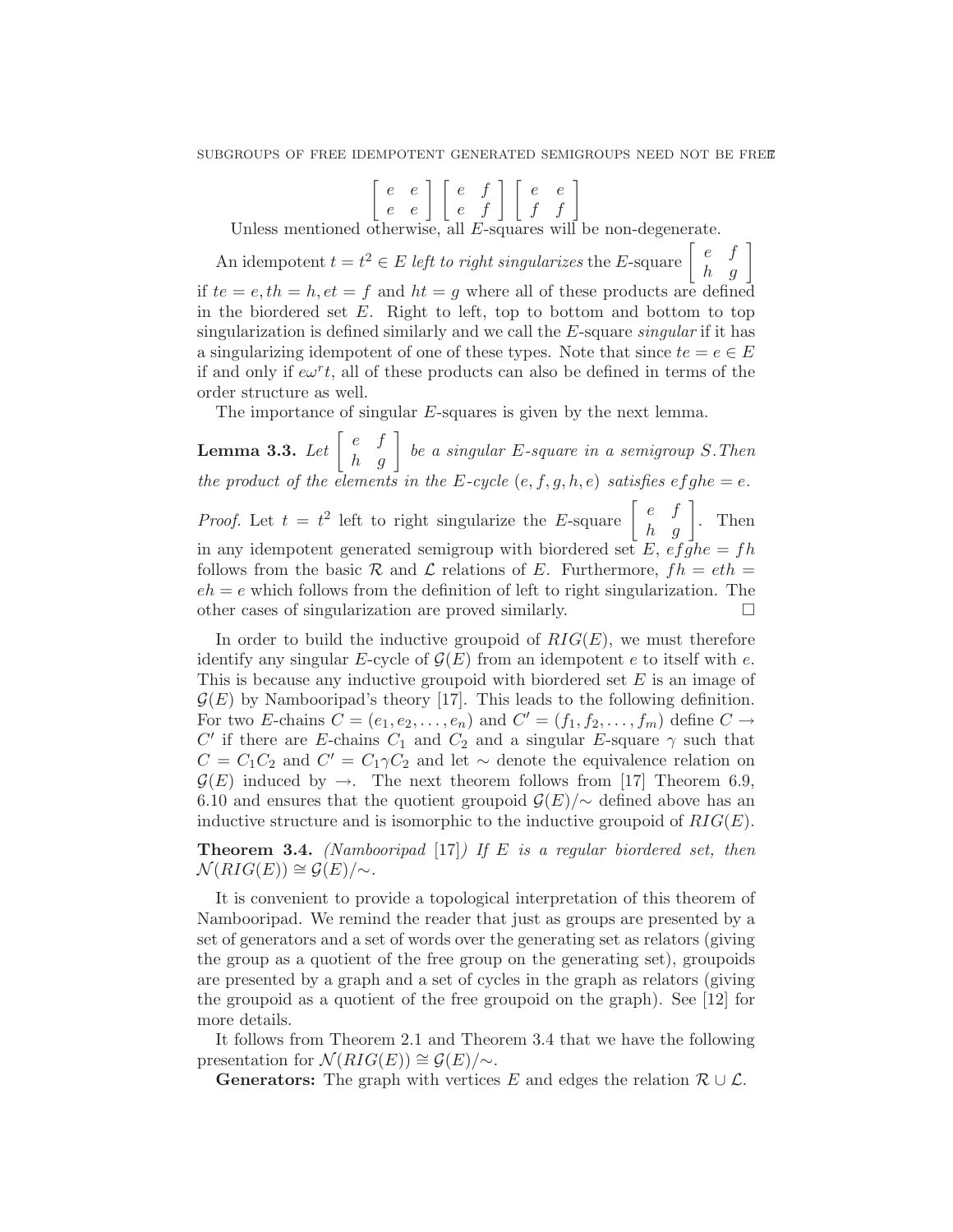$$\begin{bmatrix} e & e \\ e & e \end{bmatrix} \begin{bmatrix} e & f \\ e & f \end{bmatrix} \begin{bmatrix} e & e \\ f & f \end{bmatrix}$$

Unless mentioned otherwise, all $E$-squares will be non-degenerate.

An idempotent $t = t^2 \in E$ *left to right singularizes* the $E$-square $\begin{bmatrix} e & f \\ h & g \end{bmatrix}$ if $te = e, th = h, et = f$ and $ht = g$ where all of these products are defined in the biordered set $E$. Right to left, top to bottom and bottom to top singularization is defined similarly and we call the $E$-square *singular* if it has a singularizing idempotent of one of these types. Note that since $te = e \in E$ if and only if $e\omega^r t$, all of these products can also be defined in terms of the order structure as well.

The importance of singular $E$-squares is given by the next lemma.

**Lemma 3.3.** *Let* $\begin{bmatrix} e & f \\ h & g \end{bmatrix}$ *be a singular $E$-square in a semigroup $S$. Then the product of the elements in the $E$-cycle $(e, f, g, h, e)$ satisfies $efghe = e$.*

*Proof.* Let $t = t^2$ left to right singularize the $E$-square $\begin{bmatrix} e & f \\ h & g \end{bmatrix}$. Then in any idempotent generated semigroup with biordered set $E$, $efghe = fh$ follows from the basic $\mathcal{R}$ and $\mathcal{L}$ relations of $E$. Furthermore, $fh = eth = eh = e$ which follows from the definition of left to right singularization. The other cases of singularization are proved similarly. $\square$

In order to build the inductive groupoid of $RIG(E)$, we must therefore identify any singular $E$-cycle of $\mathcal{G}(E)$ from an idempotent $e$ to itself with $e$. This is because any inductive groupoid with biordered set $E$ is an image of $\mathcal{G}(E)$ by Nambooripad's theory [17]. This leads to the following definition. For two $E$-chains $C = (e_1, e_2, \ldots, e_n)$ and $C' = (f_1, f_2, \ldots, f_m)$ define $C \to C'$ if there are $E$-chains $C_1$ and $C_2$ and a singular $E$-square $\gamma$ such that $C = C_1C_2$ and $C' = C_1\gamma C_2$ and let $\sim$ denote the equivalence relation on $\mathcal{G}(E)$ induced by $\to$. The next theorem follows from [17] Theorem 6.9, 6.10 and ensures that the quotient groupoid $\mathcal{G}(E)/\!\sim$ defined above has an inductive structure and is isomorphic to the inductive groupoid of $RIG(E)$.

**Theorem 3.4.** *(Nambooripad [17]) If $E$ is a regular biordered set, then* $\mathcal{N}(RIG(E)) \cong \mathcal{G}(E)/\!\sim$.

It is convenient to provide a topological interpretation of this theorem of Nambooripad. We remind the reader that just as groups are presented by a set of generators and a set of words over the generating set as relators (giving the group as a quotient of the free group on the generating set), groupoids are presented by a graph and a set of cycles in the graph as relators (giving the groupoid as a quotient of the free groupoid on the graph). See [12] for more details.

It follows from Theorem 2.1 and Theorem 3.4 that we have the following presentation for $\mathcal{N}(RIG(E)) \cong \mathcal{G}(E)/\!\sim$.

**Generators:** The graph with vertices $E$ and edges the relation $\mathcal{R} \cup \mathcal{L}$.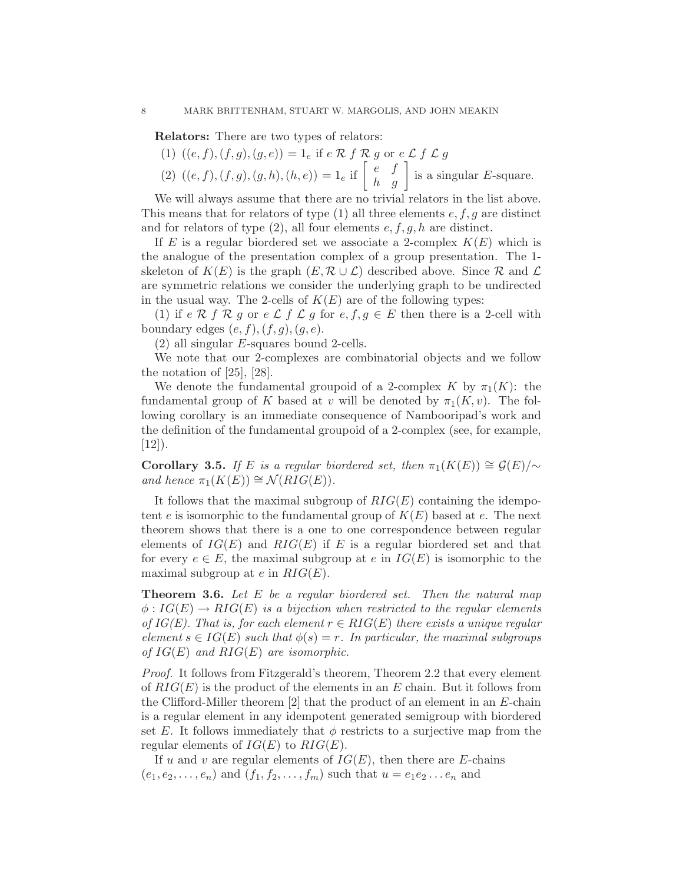**Relators:** There are two types of relators:

(1) $((e,f),(f,g),(g,e)) = 1_e$ if $e \mathcal{R} f \mathcal{R} g$ or $e \mathcal{L} f \mathcal{L} g$

(2) $((e,f),(f,g),(g,h),(h,e)) = 1_e$ if $\begin{bmatrix} e & f \\ h & g \end{bmatrix}$ is a singular $E$-square.

We will always assume that there are no trivial relators in the list above. This means that for relators of type (1) all three elements $e, f, g$ are distinct and for relators of type (2), all four elements $e, f, g, h$ are distinct.

If $E$ is a regular biordered set we associate a 2-complex $K(E)$ which is the analogue of the presentation complex of a group presentation. The 1-skeleton of $K(E)$ is the graph $(E, \mathcal{R} \cup \mathcal{L})$ described above. Since $\mathcal{R}$ and $\mathcal{L}$ are symmetric relations we consider the underlying graph to be undirected in the usual way. The 2-cells of $K(E)$ are of the following types:

(1) if $e \mathcal{R} f \mathcal{R} g$ or $e \mathcal{L} f \mathcal{L} g$ for $e, f, g \in E$ then there is a 2-cell with boundary edges $(e,f),(f,g),(g,e)$.

(2) all singular $E$-squares bound 2-cells.

We note that our 2-complexes are combinatorial objects and we follow the notation of [25], [28].

We denote the fundamental groupoid of a 2-complex $K$ by $\pi_1(K)$: the fundamental group of $K$ based at $v$ will be denoted by $\pi_1(K, v)$. The following corollary is an immediate consequence of Nambooripad's work and the definition of the fundamental groupoid of a 2-complex (see, for example, [12]).

**Corollary 3.5.** *If $E$ is a regular biordered set, then $\pi_1(K(E)) \cong \mathcal{G}(E)/\sim$ and hence $\pi_1(K(E)) \cong \mathcal{N}(RIG(E))$.*

It follows that the maximal subgroup of $RIG(E)$ containing the idempotent $e$ is isomorphic to the fundamental group of $K(E)$ based at $e$. The next theorem shows that there is a one to one correspondence between regular elements of $IG(E)$ and $RIG(E)$ if $E$ is a regular biordered set and that for every $e \in E$, the maximal subgroup at $e$ in $IG(E)$ is isomorphic to the maximal subgroup at $e$ in $RIG(E)$.

**Theorem 3.6.** *Let $E$ be a regular biordered set. Then the natural map $\phi : IG(E) \to RIG(E)$ is a bijection when restricted to the regular elements of IG(E). That is, for each element $r \in RIG(E)$ there exists a unique regular element $s \in IG(E)$ such that $\phi(s) = r$. In particular, the maximal subgroups of $IG(E)$ and $RIG(E)$ are isomorphic.*

*Proof.* It follows from Fitzgerald's theorem, Theorem 2.2 that every element of $RIG(E)$ is the product of the elements in an $E$ chain. But it follows from the Clifford-Miller theorem [2] that the product of an element in an $E$-chain is a regular element in any idempotent generated semigroup with biordered set $E$. It follows immediately that $\phi$ restricts to a surjective map from the regular elements of $IG(E)$ to $RIG(E)$.

If $u$ and $v$ are regular elements of $IG(E)$, then there are $E$-chains $(e_1, e_2, \ldots, e_n)$ and $(f_1, f_2, \ldots, f_m)$ such that $u = e_1 e_2 \ldots e_n$ and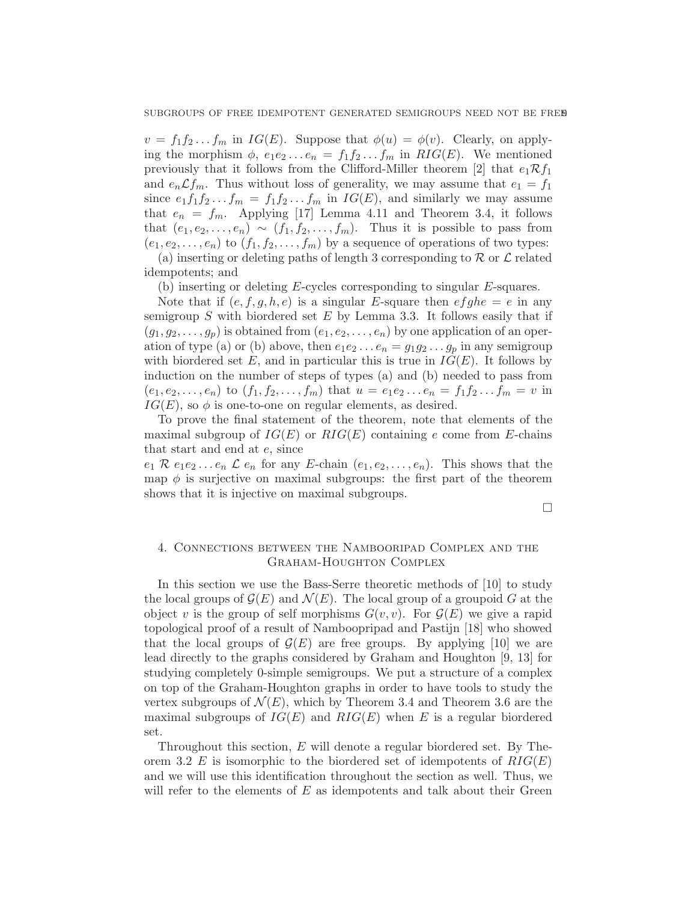$v = f_1 f_2 \dots f_m$ in $IG(E)$. Suppose that $\phi(u) = \phi(v)$. Clearly, on applying the morphism $\phi$, $e_1 e_2 \dots e_n = f_1 f_2 \dots f_m$ in $RIG(E)$. We mentioned previously that it follows from the Clifford-Miller theorem [2] that $e_1 \mathcal{R} f_1$ and $e_n \mathcal{L} f_m$. Thus without loss of generality, we may assume that $e_1 = f_1$ since $e_1 f_1 f_2 \dots f_m = f_1 f_2 \dots f_m$ in $IG(E)$, and similarly we may assume that $e_n = f_m$. Applying [17] Lemma 4.11 and Theorem 3.4, it follows that $(e_1, e_2, \dots, e_n) \sim (f_1, f_2, \dots, f_m)$. Thus it is possible to pass from $(e_1, e_2, \dots, e_n)$ to $(f_1, f_2, \dots, f_m)$ by a sequence of operations of two types:

(a) inserting or deleting paths of length 3 corresponding to $\mathcal{R}$ or $\mathcal{L}$ related idempotents; and

(b) inserting or deleting $E$-cycles corresponding to singular $E$-squares.

Note that if $(e, f, g, h, e)$ is a singular $E$-square then $efghe = e$ in any semigroup $S$ with biordered set $E$ by Lemma 3.3. It follows easily that if $(g_1, g_2, \dots, g_p)$ is obtained from $(e_1, e_2, \dots, e_n)$ by one application of an operation of type (a) or (b) above, then $e_1 e_2 \dots e_n = g_1 g_2 \dots g_p$ in any semigroup with biordered set $E$, and in particular this is true in $IG(E)$. It follows by induction on the number of steps of types (a) and (b) needed to pass from $(e_1, e_2, \dots, e_n)$ to $(f_1, f_2, \dots, f_m)$ that $u = e_1 e_2 \dots e_n = f_1 f_2 \dots f_m = v$ in $IG(E)$, so $\phi$ is one-to-one on regular elements, as desired.

To prove the final statement of the theorem, note that elements of the maximal subgroup of $IG(E)$ or $RIG(E)$ containing $e$ come from $E$-chains that start and end at $e$, since
$e_1 \mathcal{R} e_1 e_2 \dots e_n \mathcal{L} e_n$ for any $E$-chain $(e_1, e_2, \dots, e_n)$. This shows that the map $\phi$ is surjective on maximal subgroups: the first part of the theorem shows that it is injective on maximal subgroups.

□

## 4. Connections between the Nambooripad Complex and the Graham-Houghton Complex

In this section we use the Bass-Serre theoretic methods of [10] to study the local groups of $\mathcal{G}(E)$ and $\mathcal{N}(E)$. The local group of a groupoid $G$ at the object $v$ is the group of self morphisms $G(v, v)$. For $\mathcal{G}(E)$ we give a rapid topological proof of a result of Nambooripad and Pastijn [18] who showed that the local groups of $\mathcal{G}(E)$ are free groups. By applying [10] we are lead directly to the graphs considered by Graham and Houghton [9, 13] for studying completely 0-simple semigroups. We put a structure of a complex on top of the Graham-Houghton graphs in order to have tools to study the vertex subgroups of $\mathcal{N}(E)$, which by Theorem 3.4 and Theorem 3.6 are the maximal subgroups of $IG(E)$ and $RIG(E)$ when $E$ is a regular biordered set.

Throughout this section, $E$ will denote a regular biordered set. By Theorem 3.2 $E$ is isomorphic to the biordered set of idempotents of $RIG(E)$ and we will use this identification throughout the section as well. Thus, we will refer to the elements of $E$ as idempotents and talk about their Green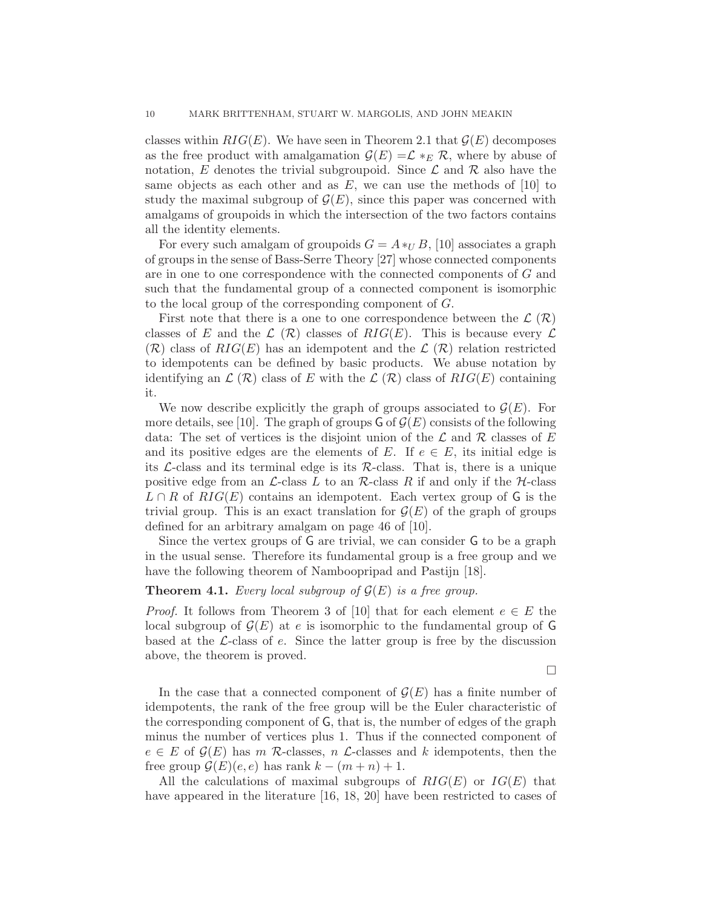classes within $RIG(E)$. We have seen in Theorem 2.1 that $\mathcal{G}(E)$ decomposes as the free product with amalgamation $\mathcal{G}(E) = \mathcal{L} *_E \mathcal{R}$, where by abuse of notation, $E$ denotes the trivial subgroupoid. Since $\mathcal{L}$ and $\mathcal{R}$ also have the same objects as each other and as $E$, we can use the methods of [10] to study the maximal subgroup of $\mathcal{G}(E)$, since this paper was concerned with amalgams of groupoids in which the intersection of the two factors contains all the identity elements.

For every such amalgam of groupoids $G = A *_U B$, [10] associates a graph of groups in the sense of Bass-Serre Theory [27] whose connected components are in one to one correspondence with the connected components of $G$ and such that the fundamental group of a connected component is isomorphic to the local group of the corresponding component of $G$.

First note that there is a one to one correspondence between the $\mathcal{L}$ ($\mathcal{R}$) classes of $E$ and the $\mathcal{L}$ ($\mathcal{R}$) classes of $RIG(E)$. This is because every $\mathcal{L}$ ($\mathcal{R}$) class of $RIG(E)$ has an idempotent and the $\mathcal{L}$ ($\mathcal{R}$) relation restricted to idempotents can be defined by basic products. We abuse notation by identifying an $\mathcal{L}$ ($\mathcal{R}$) class of $E$ with the $\mathcal{L}$ ($\mathcal{R}$) class of $RIG(E)$ containing it.

We now describe explicitly the graph of groups associated to $\mathcal{G}(E)$. For more details, see [10]. The graph of groups $\mathsf{G}$ of $\mathcal{G}(E)$ consists of the following data: The set of vertices is the disjoint union of the $\mathcal{L}$ and $\mathcal{R}$ classes of $E$ and its positive edges are the elements of $E$. If $e \in E$, its initial edge is its $\mathcal{L}$-class and its terminal edge is its $\mathcal{R}$-class. That is, there is a unique positive edge from an $\mathcal{L}$-class $L$ to an $\mathcal{R}$-class $R$ if and only if the $\mathcal{H}$-class $L \cap R$ of $RIG(E)$ contains an idempotent. Each vertex group of $\mathsf{G}$ is the trivial group. This is an exact translation for $\mathcal{G}(E)$ of the graph of groups defined for an arbitrary amalgam on page 46 of [10].

Since the vertex groups of $\mathsf{G}$ are trivial, we can consider $\mathsf{G}$ to be a graph in the usual sense. Therefore its fundamental group is a free group and we have the following theorem of Nambooripad and Pastijn [18].

**Theorem 4.1.** *Every local subgroup of $\mathcal{G}(E)$ is a free group.*

*Proof.* It follows from Theorem 3 of [10] that for each element $e \in E$ the local subgroup of $\mathcal{G}(E)$ at $e$ is isomorphic to the fundamental group of $\mathsf{G}$ based at the $\mathcal{L}$-class of $e$. Since the latter group is free by the discussion above, the theorem is proved.

□

In the case that a connected component of $\mathcal{G}(E)$ has a finite number of idempotents, the rank of the free group will be the Euler characteristic of the corresponding component of $\mathsf{G}$, that is, the number of edges of the graph minus the number of vertices plus 1. Thus if the connected component of $e \in E$ of $\mathcal{G}(E)$ has $m$ $\mathcal{R}$-classes, $n$ $\mathcal{L}$-classes and $k$ idempotents, then the free group $\mathcal{G}(E)(e, e)$ has rank $k - (m + n) + 1$.

All the calculations of maximal subgroups of $RIG(E)$ or $IG(E)$ that have appeared in the literature [16, 18, 20] have been restricted to cases of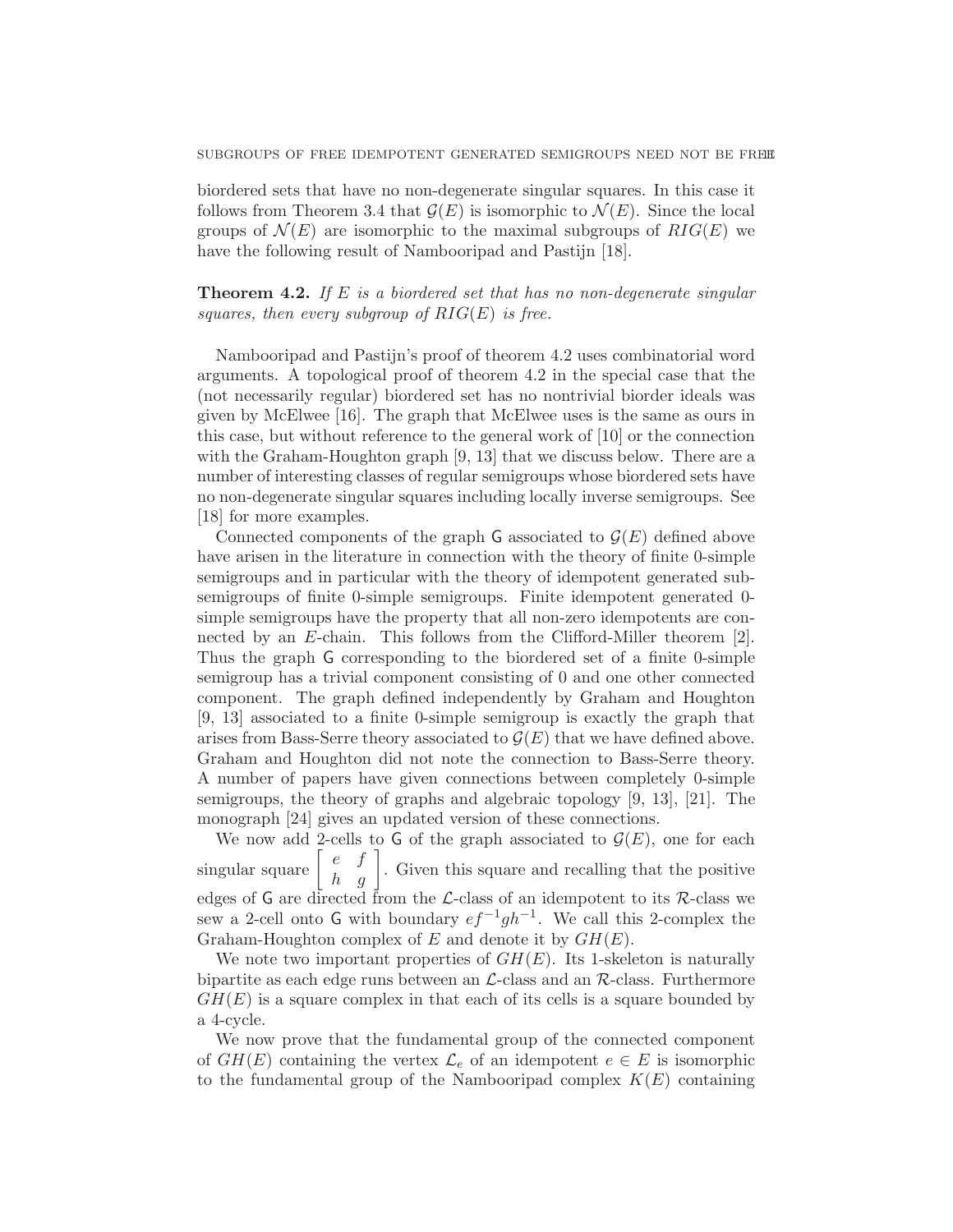biordered sets that have no non-degenerate singular squares. In this case it follows from Theorem 3.4 that $\mathcal{G}(E)$ is isomorphic to $\mathcal{N}(E)$. Since the local groups of $\mathcal{N}(E)$ are isomorphic to the maximal subgroups of $RIG(E)$ we have the following result of Nambooripad and Pastijn [18].

**Theorem 4.2.** *If $E$ is a biordered set that has no non-degenerate singular squares, then every subgroup of $RIG(E)$ is free.*

Nambooripad and Pastijn's proof of theorem 4.2 uses combinatorial word arguments. A topological proof of theorem 4.2 in the special case that the (not necessarily regular) biordered set has no nontrivial biorder ideals was given by McElwee [16]. The graph that McElwee uses is the same as ours in this case, but without reference to the general work of [10] or the connection with the Graham-Houghton graph [9, 13] that we discuss below. There are a number of interesting classes of regular semigroups whose biordered sets have no non-degenerate singular squares including locally inverse semigroups. See [18] for more examples.

Connected components of the graph $\mathsf{G}$ associated to $\mathcal{G}(E)$ defined above have arisen in the literature in connection with the theory of finite 0-simple semigroups and in particular with the theory of idempotent generated subsemigroups of finite 0-simple semigroups. Finite idempotent generated 0-simple semigroups have the property that all non-zero idempotents are connected by an $E$-chain. This follows from the Clifford-Miller theorem [2]. Thus the graph $\mathsf{G}$ corresponding to the biordered set of a finite 0-simple semigroup has a trivial component consisting of 0 and one other connected component. The graph defined independently by Graham and Houghton [9, 13] associated to a finite 0-simple semigroup is exactly the graph that arises from Bass-Serre theory associated to $\mathcal{G}(E)$ that we have defined above. Graham and Houghton did not note the connection to Bass-Serre theory. A number of papers have given connections between completely 0-simple semigroups, the theory of graphs and algebraic topology [9, 13], [21]. The monograph [24] gives an updated version of these connections.

We now add 2-cells to $\mathsf{G}$ of the graph associated to $\mathcal{G}(E)$, one for each singular square $\begin{bmatrix} e & f \\ h & g \end{bmatrix}$. Given this square and recalling that the positive edges of $\mathsf{G}$ are directed from the $\mathcal{L}$-class of an idempotent to its $\mathcal{R}$-class we sew a 2-cell onto $\mathsf{G}$ with boundary $ef^{-1}gh^{-1}$. We call this 2-complex the Graham-Houghton complex of $E$ and denote it by $GH(E)$.

We note two important properties of $GH(E)$. Its 1-skeleton is naturally bipartite as each edge runs between an $\mathcal{L}$-class and an $\mathcal{R}$-class. Furthermore $GH(E)$ is a square complex in that each of its cells is a square bounded by a 4-cycle.

We now prove that the fundamental group of the connected component of $GH(E)$ containing the vertex $\mathcal{L}_e$ of an idempotent $e \in E$ is isomorphic to the fundamental group of the Nambooripad complex $K(E)$ containing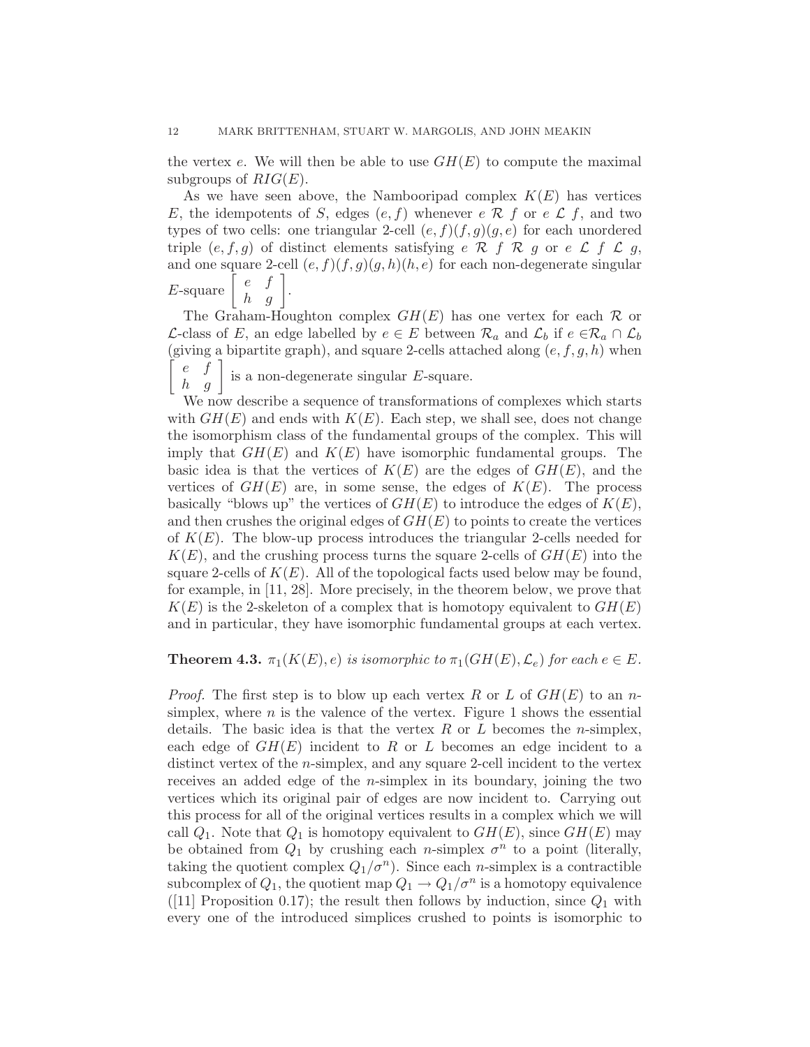the vertex $e$. We will then be able to use $GH(E)$ to compute the maximal subgroups of $RIG(E)$.

As we have seen above, the Nambooripad complex $K(E)$ has vertices $E$, the idempotents of $S$, edges $(e, f)$ whenever $e \mathcal{R} f$ or $e \mathcal{L} f$, and two types of two cells: one triangular 2-cell $(e, f)(f, g)(g, e)$ for each unordered triple $(e, f, g)$ of distinct elements satisfying $e \mathcal{R} f \mathcal{R} g$ or $e \mathcal{L} f \mathcal{L} g$, and one square 2-cell $(e, f)(f, g)(g, h)(h, e)$ for each non-degenerate singular $E$-square $\begin{bmatrix} e & f \\ h & g \end{bmatrix}$.

The Graham-Houghton complex $GH(E)$ has one vertex for each $\mathcal{R}$ or $\mathcal{L}$-class of $E$, an edge labelled by $e \in E$ between $\mathcal{R}_a$ and $\mathcal{L}_b$ if $e \in \mathcal{R}_a \cap \mathcal{L}_b$ (giving a bipartite graph), and square 2-cells attached along $(e, f, g, h)$ when $\begin{bmatrix} e & f \\ h & g \end{bmatrix}$ is a non-degenerate singular $E$-square.

We now describe a sequence of transformations of complexes which starts with $GH(E)$ and ends with $K(E)$. Each step, we shall see, does not change the isomorphism class of the fundamental groups of the complex. This will imply that $GH(E)$ and $K(E)$ have isomorphic fundamental groups. The basic idea is that the vertices of $K(E)$ are the edges of $GH(E)$, and the vertices of $GH(E)$ are, in some sense, the edges of $K(E)$. The process basically "blows up" the vertices of $GH(E)$ to introduce the edges of $K(E)$, and then crushes the original edges of $GH(E)$ to points to create the vertices of $K(E)$. The blow-up process introduces the triangular 2-cells needed for $K(E)$, and the crushing process turns the square 2-cells of $GH(E)$ into the square 2-cells of $K(E)$. All of the topological facts used below may be found, for example, in [11, 28]. More precisely, in the theorem below, we prove that $K(E)$ is the 2-skeleton of a complex that is homotopy equivalent to $GH(E)$ and in particular, they have isomorphic fundamental groups at each vertex.

**Theorem 4.3.** *$\pi_1(K(E), e)$ is isomorphic to $\pi_1(GH(E), \mathcal{L}_e)$ for each $e \in E$.*

*Proof.* The first step is to blow up each vertex $R$ or $L$ of $GH(E)$ to an $n$-simplex, where $n$ is the valence of the vertex. Figure 1 shows the essential details. The basic idea is that the vertex $R$ or $L$ becomes the $n$-simplex, each edge of $GH(E)$ incident to $R$ or $L$ becomes an edge incident to a distinct vertex of the $n$-simplex, and any square 2-cell incident to the vertex receives an added edge of the $n$-simplex in its boundary, joining the two vertices which its original pair of edges are now incident to. Carrying out this process for all of the original vertices results in a complex which we will call $Q_1$. Note that $Q_1$ is homotopy equivalent to $GH(E)$, since $GH(E)$ may be obtained from $Q_1$ by crushing each $n$-simplex $\sigma^n$ to a point (literally, taking the quotient complex $Q_1/\sigma^n$). Since each $n$-simplex is a contractible subcomplex of $Q_1$, the quotient map $Q_1 \to Q_1/\sigma^n$ is a homotopy equivalence ([11] Proposition 0.17); the result then follows by induction, since $Q_1$ with every one of the introduced simplices crushed to points is isomorphic to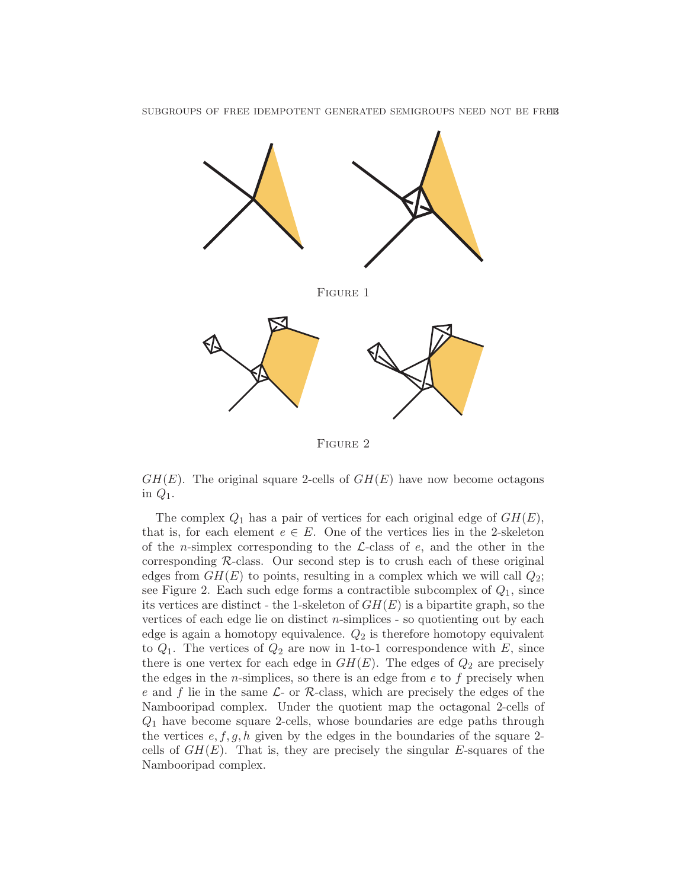Figure 1

Figure 2

$GH(E)$. The original square 2-cells of $GH(E)$ have now become octagons in $Q_1$.

The complex $Q_1$ has a pair of vertices for each original edge of $GH(E)$, that is, for each element $e \in E$. One of the vertices lies in the 2-skeleton of the $n$-simplex corresponding to the $\mathcal{L}$-class of $e$, and the other in the corresponding $\mathcal{R}$-class. Our second step is to crush each of these original edges from $GH(E)$ to points, resulting in a complex which we will call $Q_2$; see Figure 2. Each such edge forms a contractible subcomplex of $Q_1$, since its vertices are distinct - the 1-skeleton of $GH(E)$ is a bipartite graph, so the vertices of each edge lie on distinct $n$-simplices - so quotienting out by each edge is again a homotopy equivalence. $Q_2$ is therefore homotopy equivalent to $Q_1$. The vertices of $Q_2$ are now in 1-to-1 correspondence with $E$, since there is one vertex for each edge in $GH(E)$. The edges of $Q_2$ are precisely the edges in the $n$-simplices, so there is an edge from $e$ to $f$ precisely when $e$ and $f$ lie in the same $\mathcal{L}$- or $\mathcal{R}$-class, which are precisely the edges of the Nambooripad complex. Under the quotient map the octagonal 2-cells of $Q_1$ have become square 2-cells, whose boundaries are edge paths through the vertices $e, f, g, h$ given by the edges in the boundaries of the square 2-cells of $GH(E)$. That is, they are precisely the singular $E$-squares of the Nambooripad complex.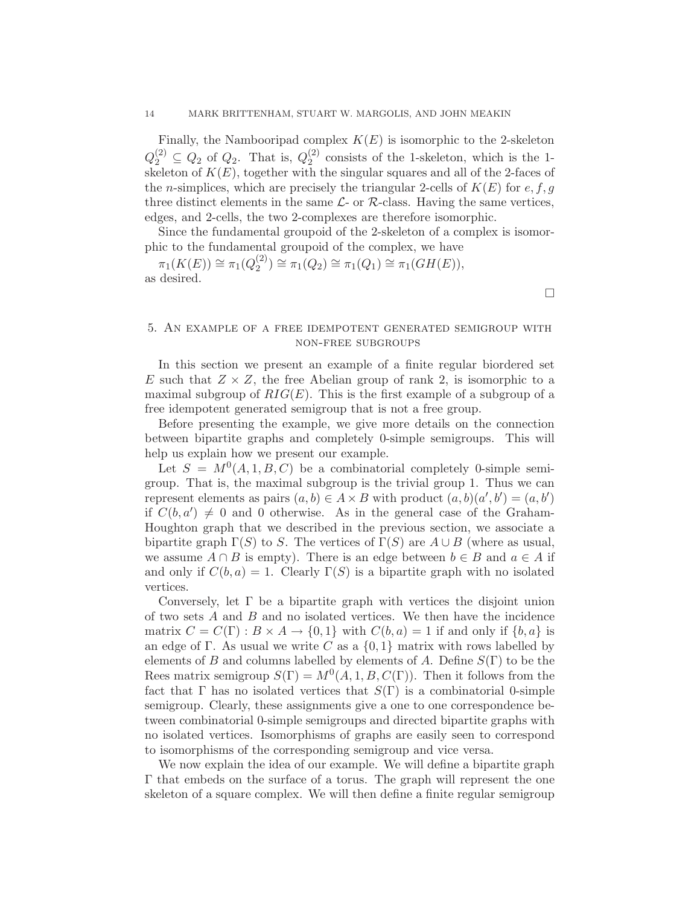Finally, the Nambooripad complex $K(E)$ is isomorphic to the 2-skeleton $Q_2^{(2)} \subseteq Q_2$ of $Q_2$. That is, $Q_2^{(2)}$ consists of the 1-skeleton, which is the 1-skeleton of $K(E)$, together with the singular squares and all of the 2-faces of the $n$-simplices, which are precisely the triangular 2-cells of $K(E)$ for $e, f, g$ three distinct elements in the same $\mathcal{L}$- or $\mathcal{R}$-class. Having the same vertices, edges, and 2-cells, the two 2-complexes are therefore isomorphic.

Since the fundamental groupoid of the 2-skeleton of a complex is isomorphic to the fundamental groupoid of the complex, we have

$\pi_1(K(E)) \cong \pi_1(Q_2^{(2)}) \cong \pi_1(Q_2) \cong \pi_1(Q_1) \cong \pi_1(GH(E))$,
as desired.

□

## 5. An example of a free idempotent generated semigroup with non-free subgroups

In this section we present an example of a finite regular biordered set $E$ such that $Z \times Z$, the free Abelian group of rank 2, is isomorphic to a maximal subgroup of $RIG(E)$. This is the first example of a subgroup of a free idempotent generated semigroup that is not a free group.

Before presenting the example, we give more details on the connection between bipartite graphs and completely 0-simple semigroups. This will help us explain how we present our example.

Let $S = M^0(A, 1, B, C)$ be a combinatorial completely 0-simple semigroup. That is, the maximal subgroup is the trivial group 1. Thus we can represent elements as pairs $(a, b) \in A \times B$ with product $(a, b)(a', b') = (a, b')$ if $C(b, a') \neq 0$ and 0 otherwise. As in the general case of the Graham-Houghton graph that we described in the previous section, we associate a bipartite graph $\Gamma(S)$ to $S$. The vertices of $\Gamma(S)$ are $A \cup B$ (where as usual, we assume $A \cap B$ is empty). There is an edge between $b \in B$ and $a \in A$ if and only if $C(b, a) = 1$. Clearly $\Gamma(S)$ is a bipartite graph with no isolated vertices.

Conversely, let $\Gamma$ be a bipartite graph with vertices the disjoint union of two sets $A$ and $B$ and no isolated vertices. We then have the incidence matrix $C = C(\Gamma) : B \times A \to \{0, 1\}$ with $C(b, a) = 1$ if and only if $\{b, a\}$ is an edge of $\Gamma$. As usual we write $C$ as a $\{0, 1\}$ matrix with rows labelled by elements of $B$ and columns labelled by elements of $A$. Define $S(\Gamma)$ to be the Rees matrix semigroup $S(\Gamma) = M^0(A, 1, B, C(\Gamma))$. Then it follows from the fact that $\Gamma$ has no isolated vertices that $S(\Gamma)$ is a combinatorial 0-simple semigroup. Clearly, these assignments give a one to one correspondence between combinatorial 0-simple semigroups and directed bipartite graphs with no isolated vertices. Isomorphisms of graphs are easily seen to correspond to isomorphisms of the corresponding semigroup and vice versa.

We now explain the idea of our example. We will define a bipartite graph $\Gamma$ that embeds on the surface of a torus. The graph will represent the one skeleton of a square complex. We will then define a finite regular semigroup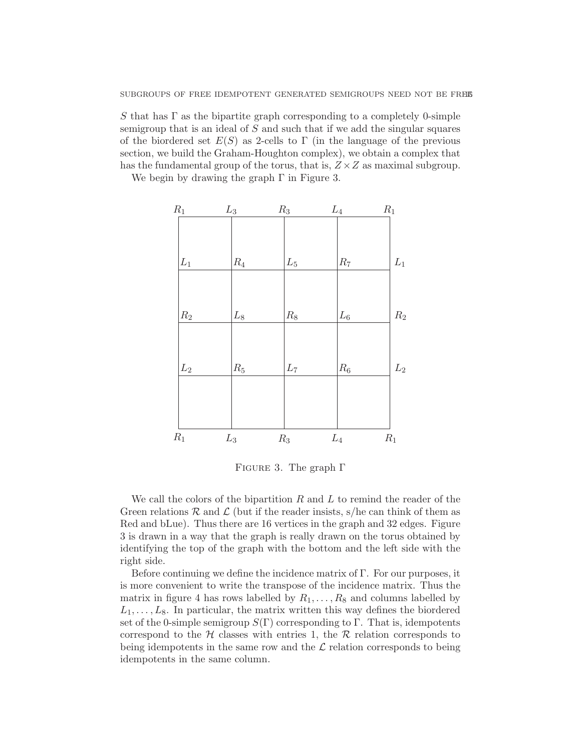$S$ that has $\Gamma$ as the bipartite graph corresponding to a completely 0-simple semigroup that is an ideal of $S$ and such that if we add the singular squares of the biordered set $E(S)$ as 2-cells to $\Gamma$ (in the language of the previous section, we build the Graham-Houghton complex), we obtain a complex that has the fundamental group of the torus, that is, $Z \times Z$ as maximal subgroup.

We begin by drawing the graph $\Gamma$ in Figure 3.

| $R_1$ | $L_3$ | $R_3$ | $L_4$ | $R_1$ |
|---|---|---|---|---|
| $L_1$ | $R_4$ | $L_5$ | $R_7$ | $L_1$ |
| $R_2$ | $L_8$ | $R_8$ | $L_6$ | $R_2$ |
| $L_2$ | $R_5$ | $L_7$ | $R_6$ | $L_2$ |
| $R_1$ | $L_3$ | $R_3$ | $L_4$ | $R_1$ |

Figure 3. The graph $\Gamma$

We call the colors of the bipartition $R$ and $L$ to remind the reader of the Green relations $\mathcal{R}$ and $\mathcal{L}$ (but if the reader insists, s/he can think of them as Red and bLue). Thus there are 16 vertices in the graph and 32 edges. Figure 3 is drawn in a way that the graph is really drawn on the torus obtained by identifying the top of the graph with the bottom and the left side with the right side.

Before continuing we define the incidence matrix of $\Gamma$. For our purposes, it is more convenient to write the transpose of the incidence matrix. Thus the matrix in figure 4 has rows labelled by $R_1, \ldots, R_8$ and columns labelled by $L_1, \ldots, L_8$. In particular, the matrix written this way defines the biordered set of the 0-simple semigroup $S(\Gamma)$ corresponding to $\Gamma$. That is, idempotents correspond to the $\mathcal{H}$ classes with entries 1, the $\mathcal{R}$ relation corresponds to being idempotents in the same row and the $\mathcal{L}$ relation corresponds to being idempotents in the same column.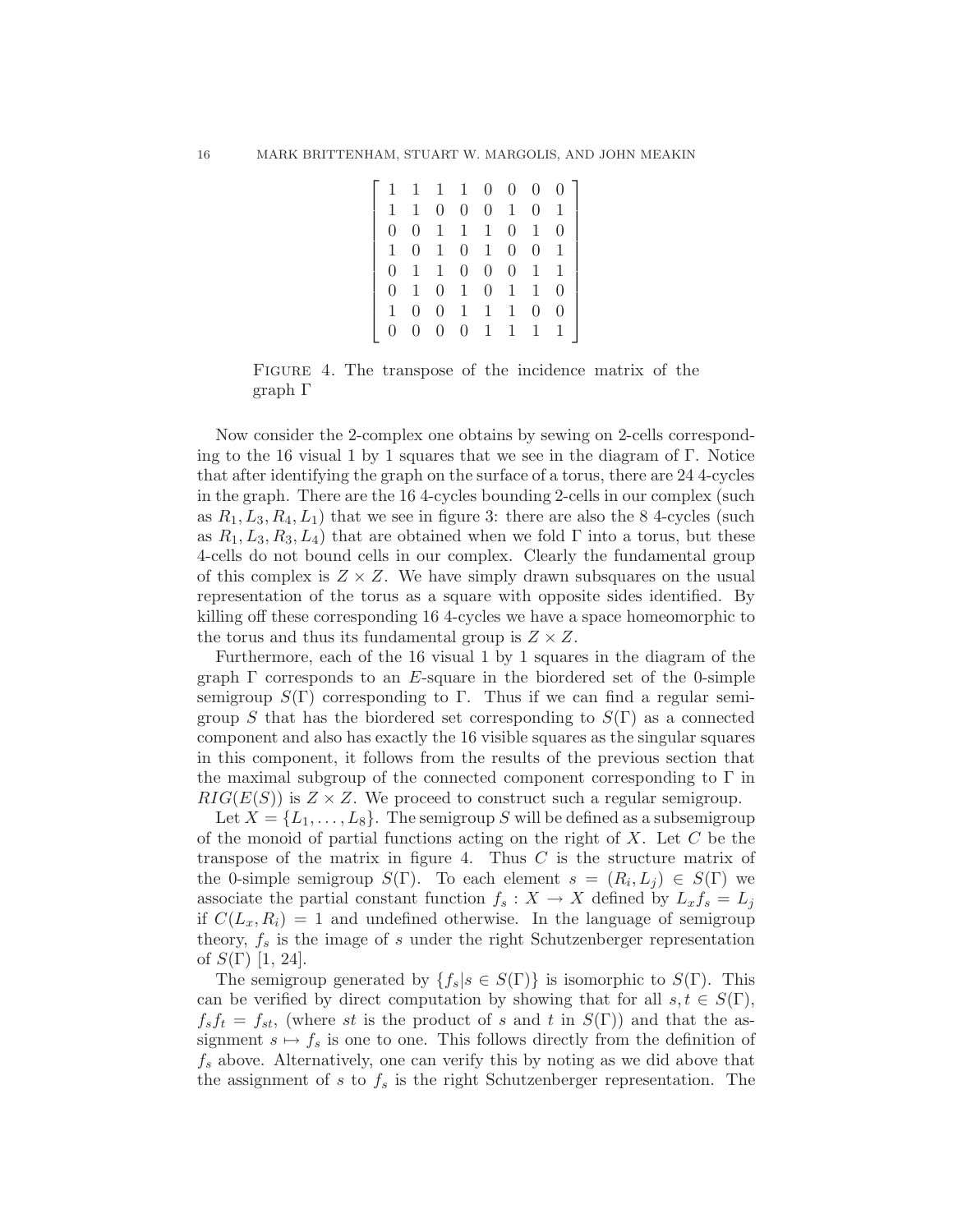$$
\begin{bmatrix}
1 & 1 & 1 & 1 & 0 & 0 & 0 & 0 \\
1 & 1 & 0 & 0 & 0 & 1 & 0 & 1 \\
0 & 0 & 1 & 1 & 1 & 0 & 1 & 0 \\
1 & 0 & 1 & 0 & 1 & 0 & 0 & 1 \\
0 & 1 & 1 & 0 & 0 & 0 & 1 & 1 \\
0 & 1 & 0 & 1 & 0 & 1 & 1 & 0 \\
1 & 0 & 0 & 1 & 1 & 1 & 0 & 0 \\
0 & 0 & 0 & 0 & 1 & 1 & 1 & 1
\end{bmatrix}
$$

Figure 4. The transpose of the incidence matrix of the graph $\Gamma$

Now consider the 2-complex one obtains by sewing on 2-cells corresponding to the 16 visual 1 by 1 squares that we see in the diagram of $\Gamma$. Notice that after identifying the graph on the surface of a torus, there are 24 4-cycles in the graph. There are the 16 4-cycles bounding 2-cells in our complex (such as $R_1, L_3, R_4, L_1$) that we see in figure 3: there are also the 8 4-cycles (such as $R_1, L_3, R_3, L_4$) that are obtained when we fold $\Gamma$ into a torus, but these 4-cells do not bound cells in our complex. Clearly the fundamental group of this complex is $Z \times Z$. We have simply drawn subsquares on the usual representation of the torus as a square with opposite sides identified. By killing off these corresponding 16 4-cycles we have a space homeomorphic to the torus and thus its fundamental group is $Z \times Z$.

Furthermore, each of the 16 visual 1 by 1 squares in the diagram of the graph $\Gamma$ corresponds to an $E$-square in the biordered set of the 0-simple semigroup $S(\Gamma)$ corresponding to $\Gamma$. Thus if we can find a regular semigroup $S$ that has the biordered set corresponding to $S(\Gamma)$ as a connected component and also has exactly the 16 visible squares as the singular squares in this component, it follows from the results of the previous section that the maximal subgroup of the connected component corresponding to $\Gamma$ in $RIG(E(S))$ is $Z \times Z$. We proceed to construct such a regular semigroup.

Let $X = \{L_1, \ldots, L_8\}$. The semigroup $S$ will be defined as a subsemigroup of the monoid of partial functions acting on the right of $X$. Let $C$ be the transpose of the matrix in figure 4. Thus $C$ is the structure matrix of the 0-simple semigroup $S(\Gamma)$. To each element $s = (R_i, L_j) \in S(\Gamma)$ we associate the partial constant function $f_s : X \to X$ defined by $L_x f_s = L_j$ if $C(L_x, R_i) = 1$ and undefined otherwise. In the language of semigroup theory, $f_s$ is the image of $s$ under the right Schutzenberger representation of $S(\Gamma)$ [1, 24].

The semigroup generated by $\{f_s | s \in S(\Gamma)\}$ is isomorphic to $S(\Gamma)$. This can be verified by direct computation by showing that for all $s, t \in S(\Gamma)$, $f_s f_t = f_{st}$, (where $st$ is the product of $s$ and $t$ in $S(\Gamma)$) and that the assignment $s \mapsto f_s$ is one to one. This follows directly from the definition of $f_s$ above. Alternatively, one can verify this by noting as we did above that the assignment of $s$ to $f_s$ is the right Schutzenberger representation. The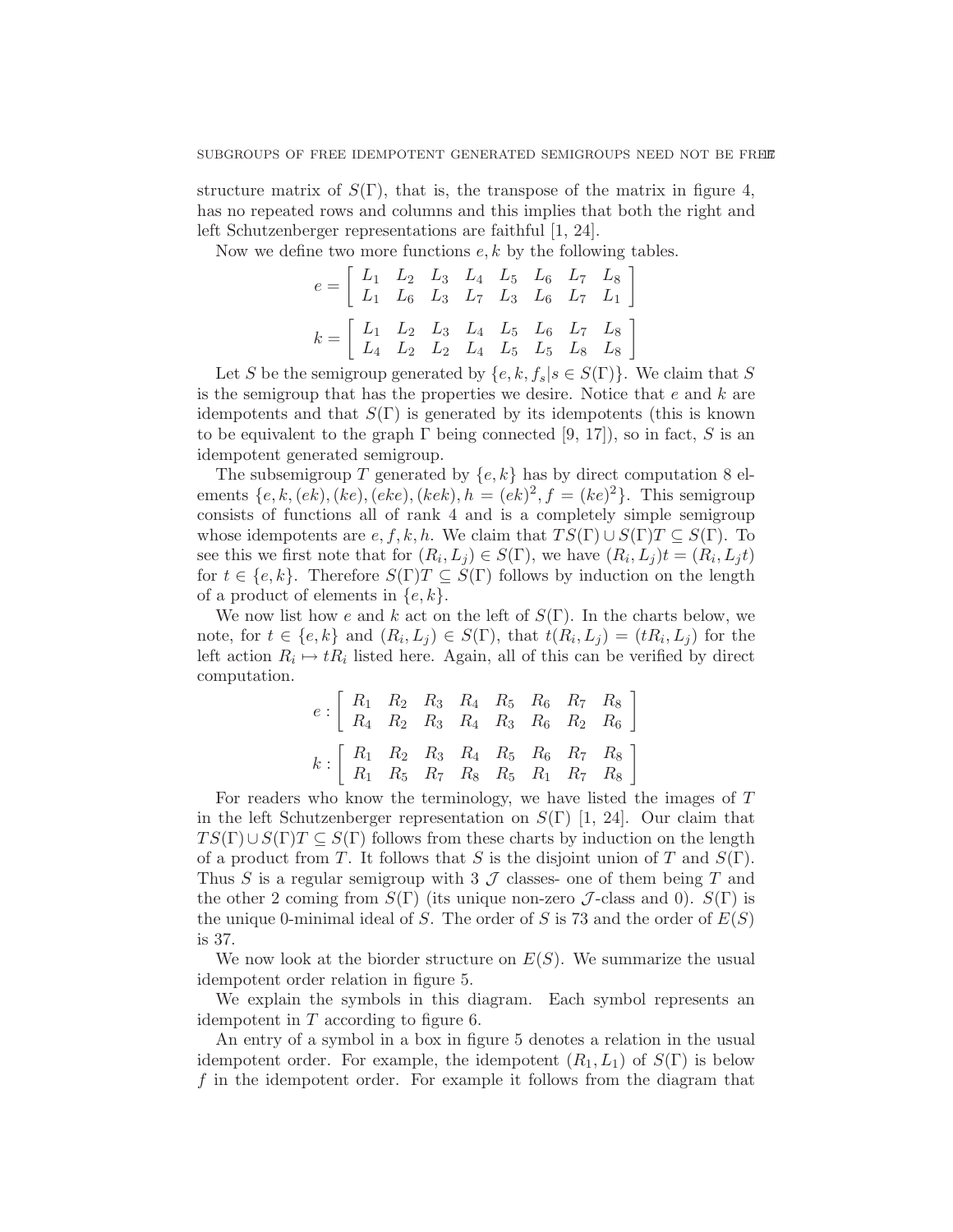structure matrix of $S(\Gamma)$, that is, the transpose of the matrix in figure 4, has no repeated rows and columns and this implies that both the right and left Schutzenberger representations are faithful [1, 24].

Now we define two more functions $e, k$ by the following tables.

$$e = \begin{bmatrix} L_1 & L_2 & L_3 & L_4 & L_5 & L_6 & L_7 & L_8 \\ L_1 & L_6 & L_3 & L_7 & L_3 & L_6 & L_7 & L_1 \end{bmatrix}$$

$$k = \begin{bmatrix} L_1 & L_2 & L_3 & L_4 & L_5 & L_6 & L_7 & L_8 \\ L_4 & L_2 & L_2 & L_4 & L_5 & L_5 & L_8 & L_8 \end{bmatrix}$$

Let $S$ be the semigroup generated by $\{e, k, f_s | s \in S(\Gamma)\}$. We claim that $S$ is the semigroup that has the properties we desire. Notice that $e$ and $k$ are idempotents and that $S(\Gamma)$ is generated by its idempotents (this is known to be equivalent to the graph $\Gamma$ being connected [9, 17]), so in fact, $S$ is an idempotent generated semigroup.

The subsemigroup $T$ generated by $\{e, k\}$ has by direct computation 8 elements $\{e, k, (ek), (ke), (eke), (kek), h = (ek)^2, f = (ke)^2\}$. This semigroup consists of functions all of rank 4 and is a completely simple semigroup whose idempotents are $e, f, k, h$. We claim that $TS(\Gamma) \cup S(\Gamma)T \subseteq S(\Gamma)$. To see this we first note that for $(R_i, L_j) \in S(\Gamma)$, we have $(R_i, L_j)t = (R_i, L_j t)$ for $t \in \{e, k\}$. Therefore $S(\Gamma)T \subseteq S(\Gamma)$ follows by induction on the length of a product of elements in $\{e, k\}$.

We now list how $e$ and $k$ act on the left of $S(\Gamma)$. In the charts below, we note, for $t \in \{e, k\}$ and $(R_i, L_j) \in S(\Gamma)$, that $t(R_i, L_j) = (tR_i, L_j)$ for the left action $R_i \mapsto tR_i$ listed here. Again, all of this can be verified by direct computation.

$$e : \begin{bmatrix} R_1 & R_2 & R_3 & R_4 & R_5 & R_6 & R_7 & R_8 \\ R_4 & R_2 & R_3 & R_4 & R_3 & R_6 & R_2 & R_6 \end{bmatrix}$$

$$k : \begin{bmatrix} R_1 & R_2 & R_3 & R_4 & R_5 & R_6 & R_7 & R_8 \\ R_1 & R_5 & R_7 & R_8 & R_5 & R_1 & R_7 & R_8 \end{bmatrix}$$

For readers who know the terminology, we have listed the images of $T$ in the left Schutzenberger representation on $S(\Gamma)$ [1, 24]. Our claim that $TS(\Gamma) \cup S(\Gamma)T \subseteq S(\Gamma)$ follows from these charts by induction on the length of a product from $T$. It follows that $S$ is the disjoint union of $T$ and $S(\Gamma)$. Thus $S$ is a regular semigroup with 3 $\mathcal{J}$ classes- one of them being $T$ and the other 2 coming from $S(\Gamma)$ (its unique non-zero $\mathcal{J}$-class and 0). $S(\Gamma)$ is the unique 0-minimal ideal of $S$. The order of $S$ is 73 and the order of $E(S)$ is 37.

We now look at the biorder structure on $E(S)$. We summarize the usual idempotent order relation in figure 5.

We explain the symbols in this diagram. Each symbol represents an idempotent in $T$ according to figure 6.

An entry of a symbol in a box in figure 5 denotes a relation in the usual idempotent order. For example, the idempotent $(R_1, L_1)$ of $S(\Gamma)$ is below $f$ in the idempotent order. For example it follows from the diagram that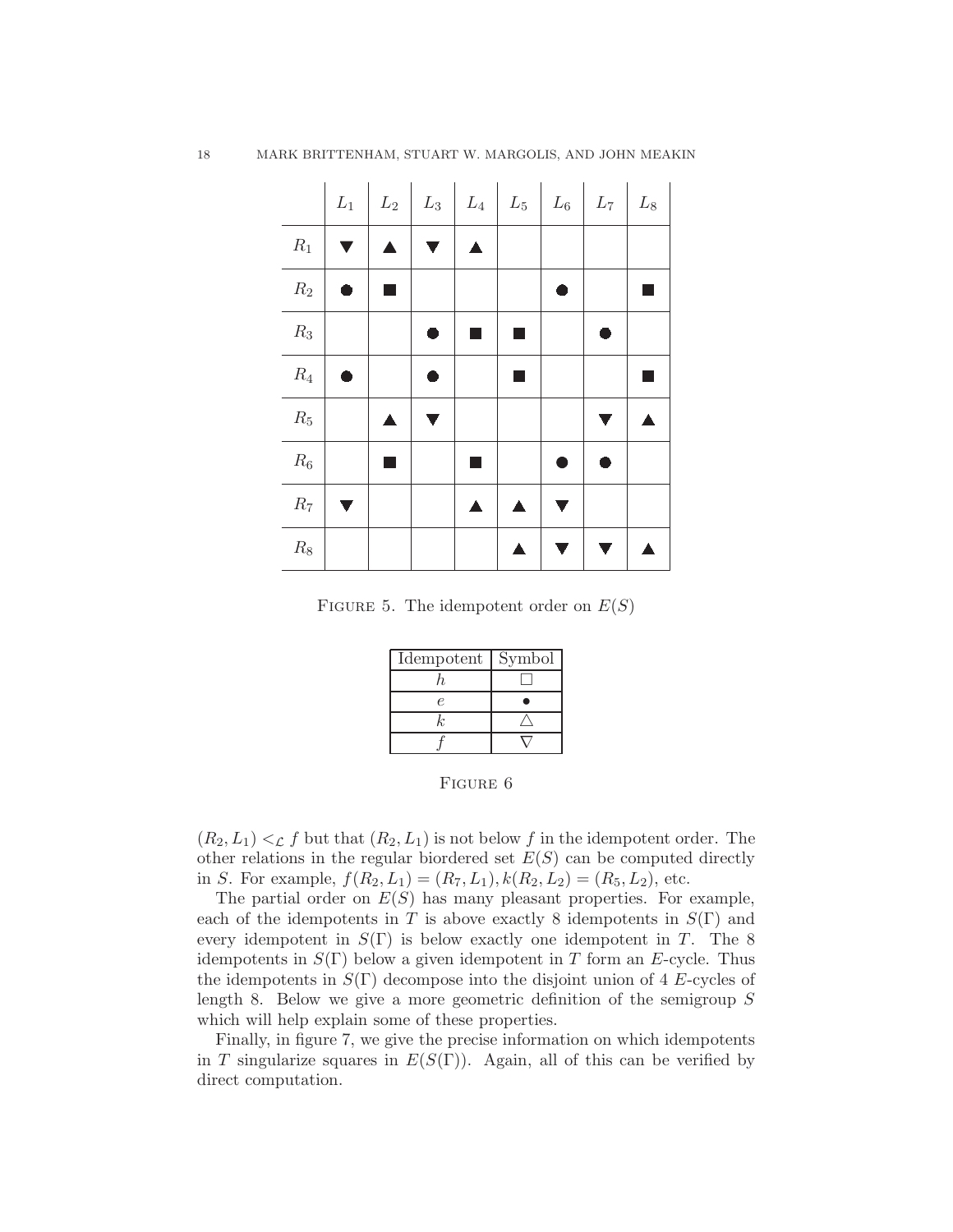|  | $L_1$ | $L_2$ | $L_3$ | $L_4$ | $L_5$ | $L_6$ | $L_7$ | $L_8$ |
|---|---|---|---|---|---|---|---|---|
| $R_1$ | ▼ | ▲ | ▼ | ▲ |  |  |  |  |
| $R_2$ | ● | ■ |  |  |  | ● |  | ■ |
| $R_3$ |  |  | ● | ■ | ■ |  | ● |  |
| $R_4$ | ● |  | ● |  | ■ |  |  | ■ |
| $R_5$ |  | ▲ | ▼ |  |  |  | ▼ | ▲ |
| $R_6$ |  | ■ |  | ■ |  | ● | ● |  |
| $R_7$ | ▼ |  |  | ▲ | ▲ | ▼ |  |  |
| $R_8$ |  |  |  |  | ▲ | ▼ | ▼ | ▲ |

FIGURE 5. The idempotent order on $E(S)$

| Idempotent | Symbol |
|---|---|
| $h$ | □ |
| $e$ | • |
| $k$ | △ |
| $f$ | ▽ |

FIGURE 6

$(R_2, L_1) <_{\mathcal{L}} f$ but that $(R_2, L_1)$ is not below $f$ in the idempotent order. The other relations in the regular biordered set $E(S)$ can be computed directly in $S$. For example, $f(R_2, L_1) = (R_7, L_1), k(R_2, L_2) = (R_5, L_2)$, etc.

The partial order on $E(S)$ has many pleasant properties. For example, each of the idempotents in $T$ is above exactly 8 idempotents in $S(\Gamma)$ and every idempotent in $S(\Gamma)$ is below exactly one idempotent in $T$. The 8 idempotents in $S(\Gamma)$ below a given idempotent in $T$ form an $E$-cycle. Thus the idempotents in $S(\Gamma)$ decompose into the disjoint union of 4 $E$-cycles of length 8. Below we give a more geometric definition of the semigroup $S$ which will help explain some of these properties.

Finally, in figure 7, we give the precise information on which idempotents in $T$ singularize squares in $E(S(\Gamma))$. Again, all of this can be verified by direct computation.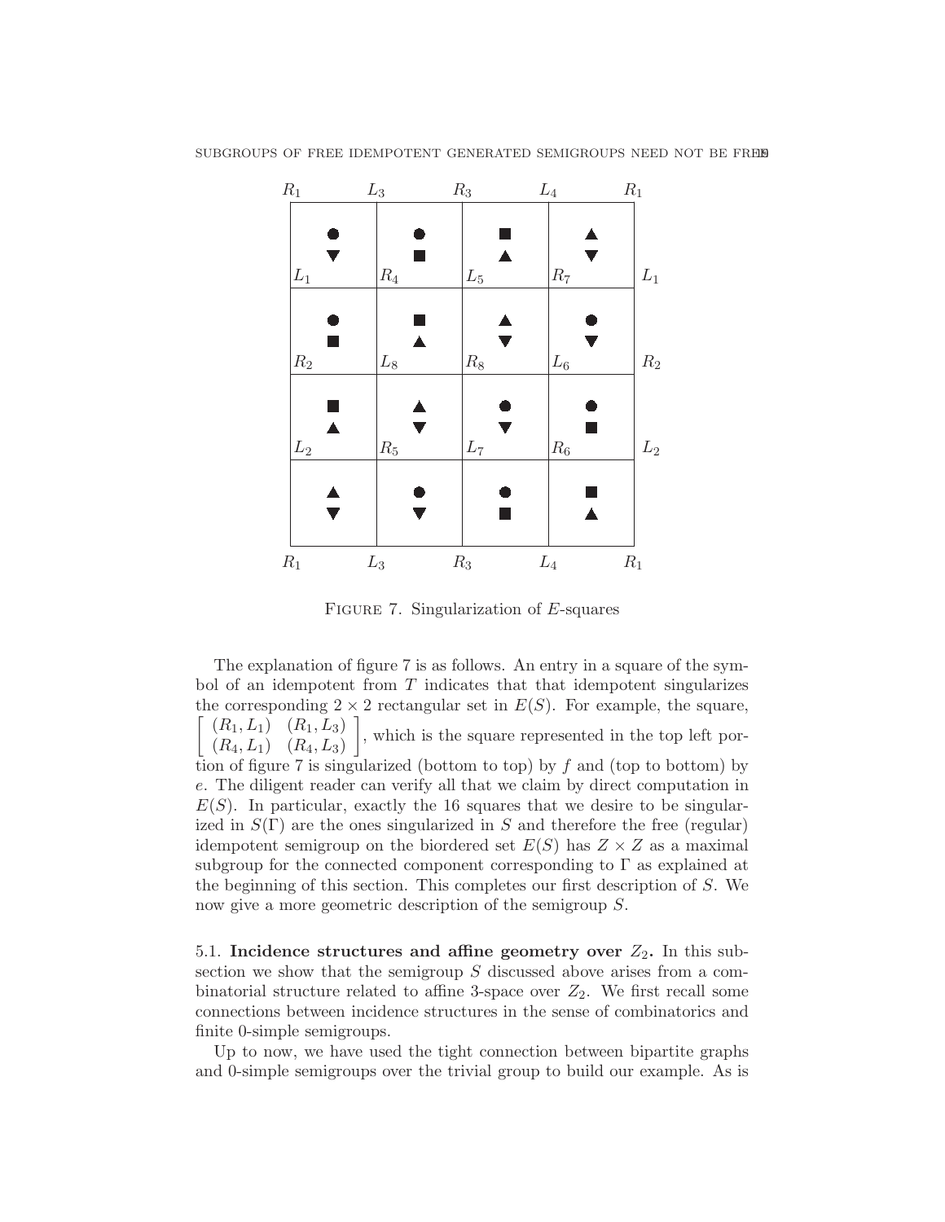FIGURE 7. Singularization of $E$-squares

The explanation of figure 7 is as follows. An entry in a square of the symbol of an idempotent from $T$ indicates that that idempotent singularizes the corresponding $2 \times 2$ rectangular set in $E(S)$. For example, the square, $\begin{bmatrix} (R_1, L_1) & (R_1, L_3) \\ (R_4, L_1) & (R_4, L_3) \end{bmatrix}$, which is the square represented in the top left portion of figure 7 is singularized (bottom to top) by $f$ and (top to bottom) by $e$. The diligent reader can verify all that we claim by direct computation in $E(S)$. In particular, exactly the 16 squares that we desire to be singularized in $S(\Gamma)$ are the ones singularized in $S$ and therefore the free (regular) idempotent semigroup on the biordered set $E(S)$ has $Z \times Z$ as a maximal subgroup for the connected component corresponding to $\Gamma$ as explained at the beginning of this section. This completes our first description of $S$. We now give a more geometric description of the semigroup $S$.

### 5.1. Incidence structures and affine geometry over $Z_2$.

In this subsection we show that the semigroup $S$ discussed above arises from a combinatorial structure related to affine 3-space over $Z_2$. We first recall some connections between incidence structures in the sense of combinatorics and finite 0-simple semigroups.

Up to now, we have used the tight connection between bipartite graphs and 0-simple semigroups over the trivial group to build our example. As is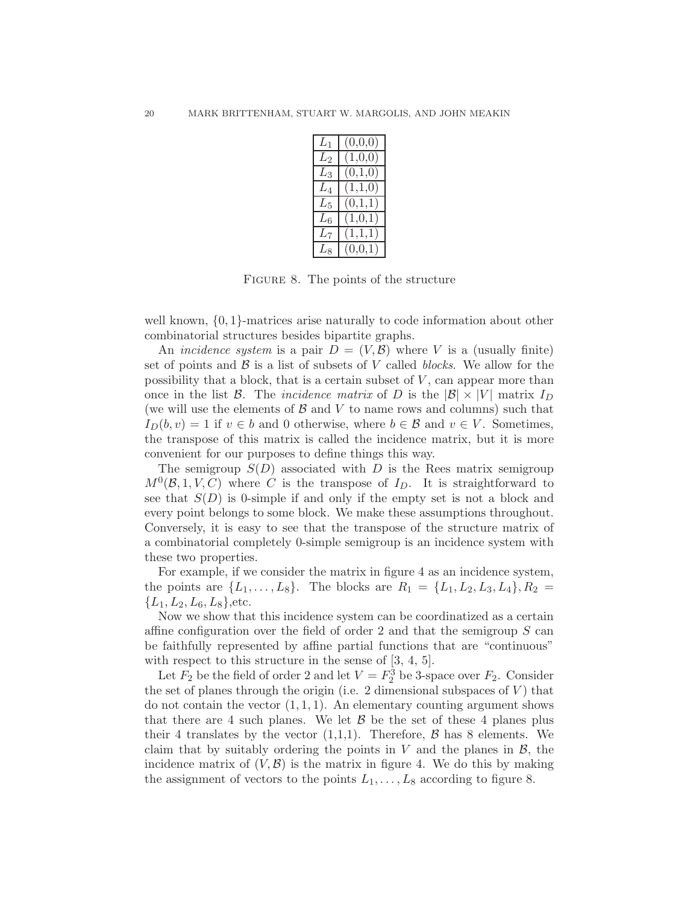| | |
|---|---|
| $L_1$ | (0,0,0) |
| $L_2$ | (1,0,0) |
| $L_3$ | (0,1,0) |
| $L_4$ | (1,1,0) |
| $L_5$ | (0,1,1) |
| $L_6$ | (1,0,1) |
| $L_7$ | (1,1,1) |
| $L_8$ | (0,0,1) |

FIGURE 8. The points of the structure

well known, $\{0,1\}$-matrices arise naturally to code information about other combinatorial structures besides bipartite graphs.

An *incidence system* is a pair $D = (V, \mathcal{B})$ where $V$ is a (usually finite) set of points and $\mathcal{B}$ is a list of subsets of $V$ called *blocks*. We allow for the possibility that a block, that is a certain subset of $V$, can appear more than once in the list $\mathcal{B}$. The *incidence matrix* of $D$ is the $|\mathcal{B}| \times |V|$ matrix $I_D$ (we will use the elements of $\mathcal{B}$ and $V$ to name rows and columns) such that $I_D(b, v) = 1$ if $v \in b$ and 0 otherwise, where $b \in \mathcal{B}$ and $v \in V$. Sometimes, the transpose of this matrix is called the incidence matrix, but it is more convenient for our purposes to define things this way.

The semigroup $S(D)$ associated with $D$ is the Rees matrix semigroup $M^0(\mathcal{B}, 1, V, C)$ where $C$ is the transpose of $I_D$. It is straightforward to see that $S(D)$ is 0-simple if and only if the empty set is not a block and every point belongs to some block. We make these assumptions throughout. Conversely, it is easy to see that the transpose of the structure matrix of a combinatorial completely 0-simple semigroup is an incidence system with these two properties.

For example, if we consider the matrix in figure 4 as an incidence system, the points are $\{L_1, \ldots, L_8\}$. The blocks are $R_1 = \{L_1, L_2, L_3, L_4\}, R_2 = \{L_1, L_2, L_6, L_8\}$,etc.

Now we show that this incidence system can be coordinatized as a certain affine configuration over the field of order 2 and that the semigroup $S$ can be faithfully represented by affine partial functions that are "continuous" with respect to this structure in the sense of [3, 4, 5].

Let $F_2$ be the field of order 2 and let $V = F_2^3$ be 3-space over $F_2$. Consider the set of planes through the origin (i.e. 2 dimensional subspaces of $V$) that do not contain the vector $(1, 1, 1)$. An elementary counting argument shows that there are 4 such planes. We let $\mathcal{B}$ be the set of these 4 planes plus their 4 translates by the vector (1,1,1). Therefore, $\mathcal{B}$ has 8 elements. We claim that by suitably ordering the points in $V$ and the planes in $\mathcal{B}$, the incidence matrix of $(V, \mathcal{B})$ is the matrix in figure 4. We do this by making the assignment of vectors to the points $L_1, \ldots, L_8$ according to figure 8.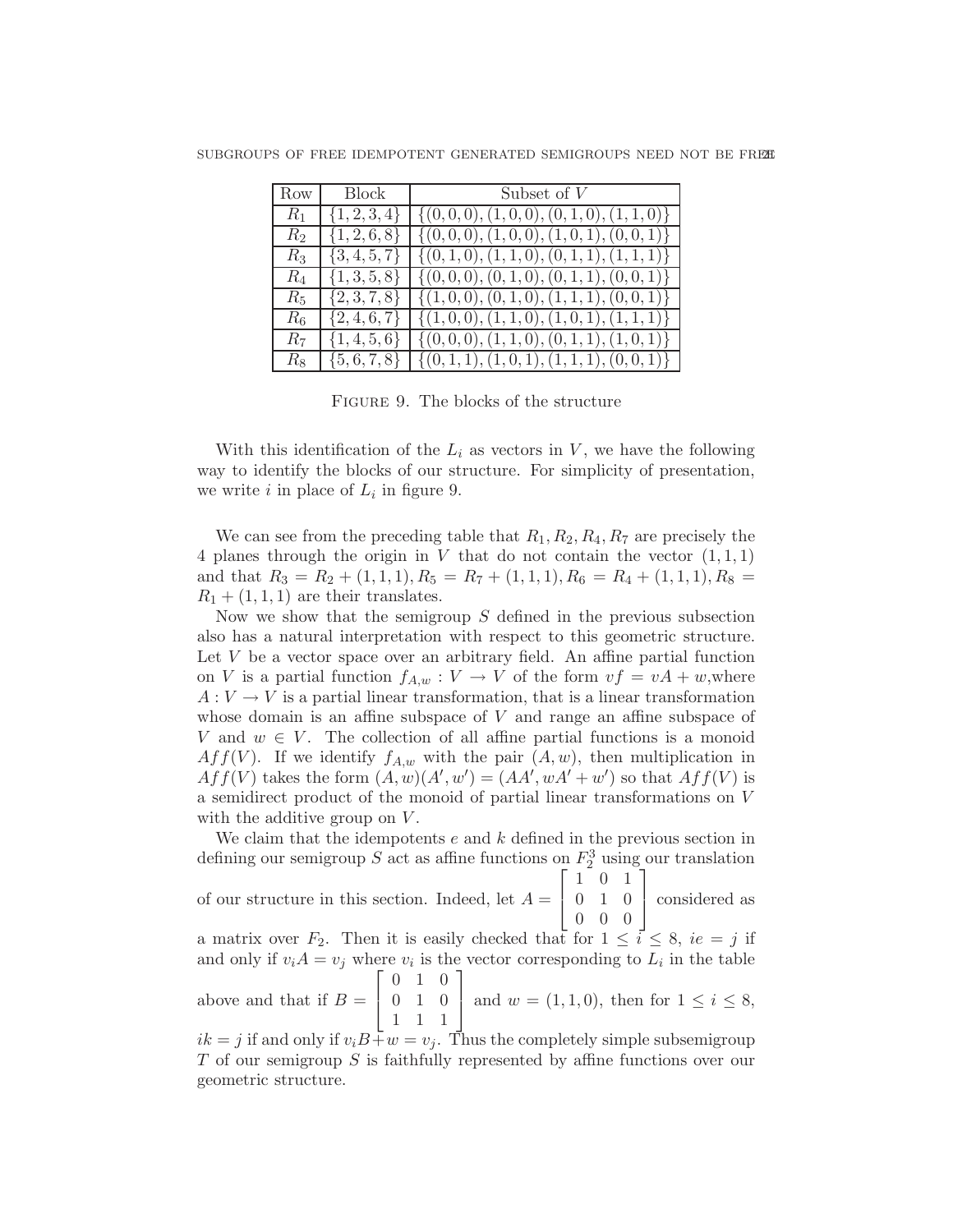| Row | Block | Subset of $V$ |
|---|---|---|
| $R_1$ | $\{1, 2, 3, 4\}$ | $\{(0, 0, 0), (1, 0, 0), (0, 1, 0), (1, 1, 0)\}$ |
| $R_2$ | $\{1, 2, 6, 8\}$ | $\{(0, 0, 0), (1, 0, 0), (1, 0, 1), (0, 0, 1)\}$ |
| $R_3$ | $\{3, 4, 5, 7\}$ | $\{(0, 1, 0), (1, 1, 0), (0, 1, 1), (1, 1, 1)\}$ |
| $R_4$ | $\{1, 3, 5, 8\}$ | $\{(0, 0, 0), (0, 1, 0), (0, 1, 1), (0, 0, 1)\}$ |
| $R_5$ | $\{2, 3, 7, 8\}$ | $\{(1, 0, 0), (0, 1, 0), (1, 1, 1), (0, 0, 1)\}$ |
| $R_6$ | $\{2, 4, 6, 7\}$ | $\{(1, 0, 0), (1, 1, 0), (1, 0, 1), (1, 1, 1)\}$ |
| $R_7$ | $\{1, 4, 5, 6\}$ | $\{(0, 0, 0), (1, 1, 0), (0, 1, 1), (1, 0, 1)\}$ |
| $R_8$ | $\{5, 6, 7, 8\}$ | $\{(0, 1, 1), (1, 0, 1), (1, 1, 1), (0, 0, 1)\}$ |

Figure 9. The blocks of the structure

With this identification of the $L_i$ as vectors in $V$, we have the following way to identify the blocks of our structure. For simplicity of presentation, we write $i$ in place of $L_i$ in figure 9.

We can see from the preceding table that $R_1, R_2, R_4, R_7$ are precisely the 4 planes through the origin in $V$ that do not contain the vector $(1, 1, 1)$ and that $R_3 = R_2 + (1, 1, 1), R_5 = R_7 + (1, 1, 1), R_6 = R_4 + (1, 1, 1), R_8 = R_1 + (1, 1, 1)$ are their translates.

Now we show that the semigroup $S$ defined in the previous subsection also has a natural interpretation with respect to this geometric structure. Let $V$ be a vector space over an arbitrary field. An affine partial function on $V$ is a partial function $f_{A,w} : V \to V$ of the form $vf = vA + w$,where $A : V \to V$ is a partial linear transformation, that is a linear transformation whose domain is an affine subspace of $V$ and range an affine subspace of $V$ and $w \in V$. The collection of all affine partial functions is a monoid $Aff(V)$. If we identify $f_{A,w}$ with the pair $(A, w)$, then multiplication in $Aff(V)$ takes the form $(A, w)(A', w') = (AA', wA' + w')$ so that $Aff(V)$ is a semidirect product of the monoid of partial linear transformations on $V$ with the additive group on $V$.

We claim that the idempotents $e$ and $k$ defined in the previous section in defining our semigroup $S$ act as affine functions on $F_2^3$ using our translation of our structure in this section. Indeed, let $A = \begin{bmatrix} 1 & 0 & 1 \\ 0 & 1 & 0 \\ 0 & 0 & 0 \end{bmatrix}$ considered as a matrix over $F_2$. Then it is easily checked that for $1 \leq i \leq 8$, $ie = j$ if and only if $v_iA = v_j$ where $v_i$ is the vector corresponding to $L_i$ in the table above and that if $B = \begin{bmatrix} 0 & 1 & 0 \\ 0 & 1 & 0 \\ 1 & 1 & 1 \end{bmatrix}$ and $w = (1, 1, 0)$, then for $1 \leq i \leq 8$, $ik = j$ if and only if $v_iB + w = v_j$. Thus the completely simple subsemigroup $T$ of our semigroup $S$ is faithfully represented by affine functions over our geometric structure.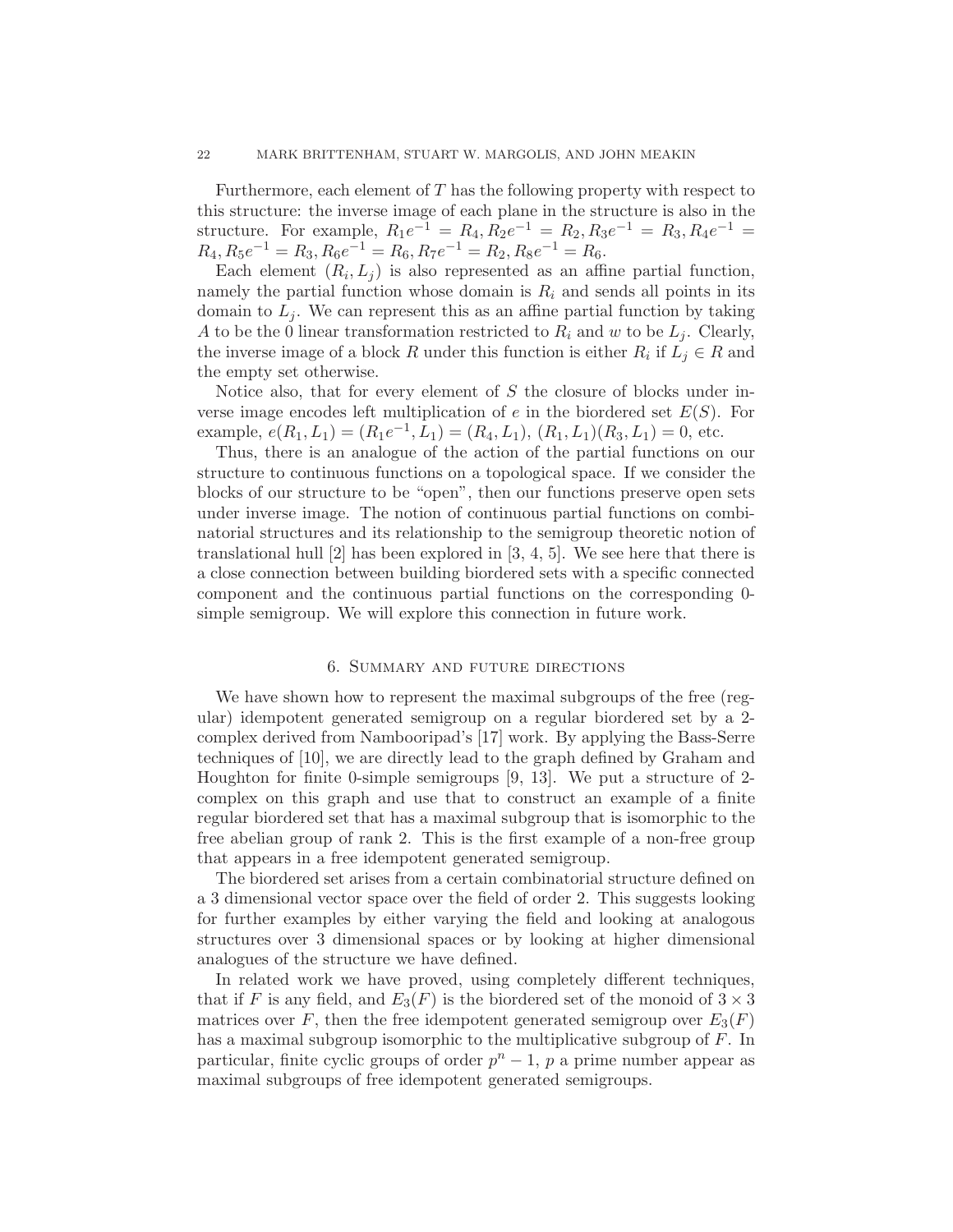Furthermore, each element of $T$ has the following property with respect to this structure: the inverse image of each plane in the structure is also in the structure. For example, $R_1e^{-1} = R_4, R_2e^{-1} = R_2, R_3e^{-1} = R_3, R_4e^{-1} = R_4, R_5e^{-1} = R_3, R_6e^{-1} = R_6, R_7e^{-1} = R_2, R_8e^{-1} = R_6$.

Each element $(R_i, L_j)$ is also represented as an affine partial function, namely the partial function whose domain is $R_i$ and sends all points in its domain to $L_j$. We can represent this as an affine partial function by taking $A$ to be the 0 linear transformation restricted to $R_i$ and $w$ to be $L_j$. Clearly, the inverse image of a block $R$ under this function is either $R_i$ if $L_j \in R$ and the empty set otherwise.

Notice also, that for every element of $S$ the closure of blocks under inverse image encodes left multiplication of $e$ in the biordered set $E(S)$. For example, $e(R_1, L_1) = (R_1e^{-1}, L_1) = (R_4, L_1)$, $(R_1, L_1)(R_3, L_1) = 0$, etc.

Thus, there is an analogue of the action of the partial functions on our structure to continuous functions on a topological space. If we consider the blocks of our structure to be "open", then our functions preserve open sets under inverse image. The notion of continuous partial functions on combinatorial structures and its relationship to the semigroup theoretic notion of translational hull [2] has been explored in [3, 4, 5]. We see here that there is a close connection between building biordered sets with a specific connected component and the continuous partial functions on the corresponding 0-simple semigroup. We will explore this connection in future work.

## 6. Summary and future directions

We have shown how to represent the maximal subgroups of the free (regular) idempotent generated semigroup on a regular biordered set by a 2-complex derived from Nambooripad's [17] work. By applying the Bass-Serre techniques of [10], we are directly lead to the graph defined by Graham and Houghton for finite 0-simple semigroups [9, 13]. We put a structure of 2-complex on this graph and use that to construct an example of a finite regular biordered set that has a maximal subgroup that is isomorphic to the free abelian group of rank 2. This is the first example of a non-free group that appears in a free idempotent generated semigroup.

The biordered set arises from a certain combinatorial structure defined on a 3 dimensional vector space over the field of order 2. This suggests looking for further examples by either varying the field and looking at analogous structures over 3 dimensional spaces or by looking at higher dimensional analogues of the structure we have defined.

In related work we have proved, using completely different techniques, that if $F$ is any field, and $E_3(F)$ is the biordered set of the monoid of $3 \times 3$ matrices over $F$, then the free idempotent generated semigroup over $E_3(F)$ has a maximal subgroup isomorphic to the multiplicative subgroup of $F$. In particular, finite cyclic groups of order $p^n - 1$, $p$ a prime number appear as maximal subgroups of free idempotent generated semigroups.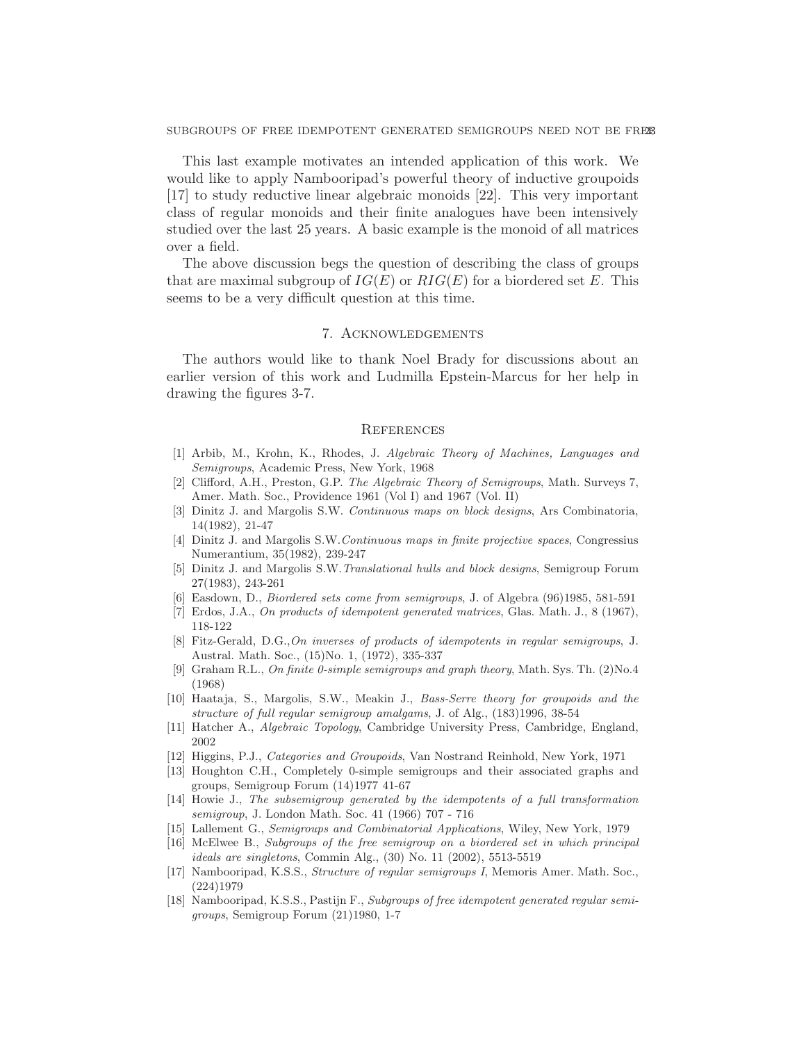This last example motivates an intended application of this work. We would like to apply Nambooripad's powerful theory of inductive groupoids [17] to study reductive linear algebraic monoids [22]. This very important class of regular monoids and their finite analogues have been intensively studied over the last 25 years. A basic example is the monoid of all matrices over a field.

The above discussion begs the question of describing the class of groups that are maximal subgroup of $IG(E)$ or $RIG(E)$ for a biordered set $E$. This seems to be a very difficult question at this time.

## 7. Acknowledgements

The authors would like to thank Noel Brady for discussions about an earlier version of this work and Ludmilla Epstein-Marcus for her help in drawing the figures 3-7.

## References

[1] Arbib, M., Krohn, K., Rhodes, J. *Algebraic Theory of Machines, Languages and Semigroups*, Academic Press, New York, 1968

[2] Clifford, A.H., Preston, G.P. *The Algebraic Theory of Semigroups*, Math. Surveys 7, Amer. Math. Soc., Providence 1961 (Vol I) and 1967 (Vol. II)

[3] Dinitz J. and Margolis S.W. *Continuous maps on block designs*, Ars Combinatoria, 14(1982), 21-47

[4] Dinitz J. and Margolis S.W.*Continuous maps in finite projective spaces*, Congressius Numerantium, 35(1982), 239-247

[5] Dinitz J. and Margolis S.W.*Translational hulls and block designs*, Semigroup Forum 27(1983), 243-261

[6] Easdown, D., *Biordered sets come from semigroups*, J. of Algebra (96)1985, 581-591

[7] Erdos, J.A., *On products of idempotent generated matrices*, Glas. Math. J., 8 (1967), 118-122

[8] Fitz-Gerald, D.G.,*On inverses of products of idempotents in regular semigroups*, J. Austral. Math. Soc., (15)No. 1, (1972), 335-337

[9] Graham R.L., *On finite 0-simple semigroups and graph theory*, Math. Sys. Th. (2)No.4 (1968)

[10] Haataja, S., Margolis, S.W., Meakin J., *Bass-Serre theory for groupoids and the structure of full regular semigroup amalgams*, J. of Alg., (183)1996, 38-54

[11] Hatcher A., *Algebraic Topology*, Cambridge University Press, Cambridge, England, 2002

[12] Higgins, P.J., *Categories and Groupoids*, Van Nostrand Reinhold, New York, 1971

[13] Houghton C.H., Completely 0-simple semigroups and their associated graphs and groups, Semigroup Forum (14)1977 41-67

[14] Howie J., *The subsemigroup generated by the idempotents of a full transformation semigroup*, J. London Math. Soc. 41 (1966) 707 - 716

[15] Lallement G., *Semigroups and Combinatorial Applications*, Wiley, New York, 1979

[16] McElwee B., *Subgroups of the free semigroup on a biordered set in which principal ideals are singletons*, Commin Alg., (30) No. 11 (2002), 5513-5519

[17] Nambooripad, K.S.S., *Structure of regular semigroups I*, Memoris Amer. Math. Soc., (224)1979

[18] Nambooripad, K.S.S., Pastijn F., *Subgroups of free idempotent generated regular semigroups*, Semigroup Forum (21)1980, 1-7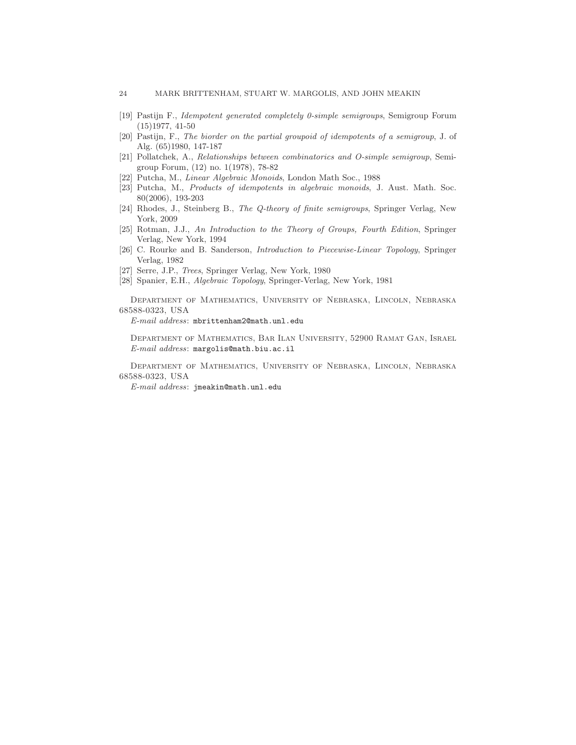[19] Pastijn F., *Idempotent generated completely 0-simple semigroups*, Semigroup Forum (15)1977, 41-50

[20] Pastijn, F., *The biorder on the partial groupoid of idempotents of a semigroup*, J. of Alg. (65)1980, 147-187

[21] Pollatchek, A., *Relationships between combinatorics and O-simple semigroup*, Semigroup Forum, (12) no. 1(1978), 78-82

[22] Putcha, M., *Linear Algebraic Monoids*, London Math Soc., 1988

[23] Putcha, M., *Products of idempotents in algebraic monoids*, J. Aust. Math. Soc. 80(2006), 193-203

[24] Rhodes, J., Steinberg B., *The Q-theory of finite semigroups*, Springer Verlag, New York, 2009

[25] Rotman, J.J., *An Introduction to the Theory of Groups, Fourth Edition*, Springer Verlag, New York, 1994

[26] C. Rourke and B. Sanderson, *Introduction to Piecewise-Linear Topology*, Springer Verlag, 1982

[27] Serre, J.P., *Trees*, Springer Verlag, New York, 1980

[28] Spanier, E.H., *Algebraic Topology*, Springer-Verlag, New York, 1981

Department of Mathematics, University of Nebraska, Lincoln, Nebraska 68588-0323, USA

*E-mail address*: mbrittenham2@math.unl.edu

Department of Mathematics, Bar Ilan University, 52900 Ramat Gan, Israel

*E-mail address*: margolis@math.biu.ac.il

Department of Mathematics, University of Nebraska, Lincoln, Nebraska 68588-0323, USA

*E-mail address*: jmeakin@math.unl.edu